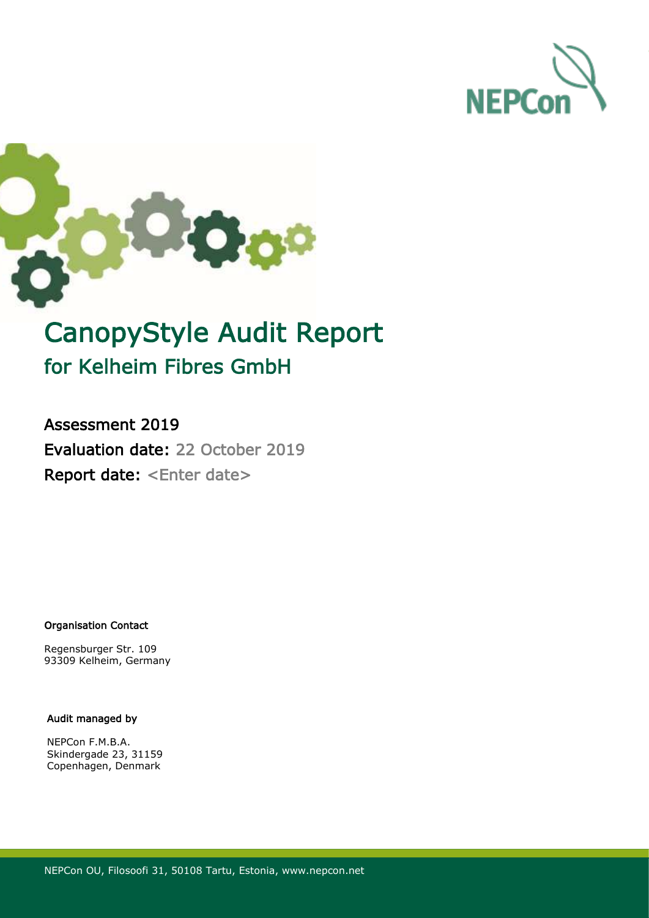NEPCon

# CanopyStyle Audit Report

## for Kelheim Fibres GmbH

### Assessment 2019

**Evaluation date:** 22 October 2019

**Report date:** <Enter date>

**Organisation Contact**

Regensburger Str. 109
93309 Kelheim, Germany

**Audit managed by**

NEPCon F.M.B.A.
Skindergade 23, 31159
Copenhagen, Denmark

NEPCon OU, Filosoofi 31, 50108 Tartu, Estonia, www.nepcon.net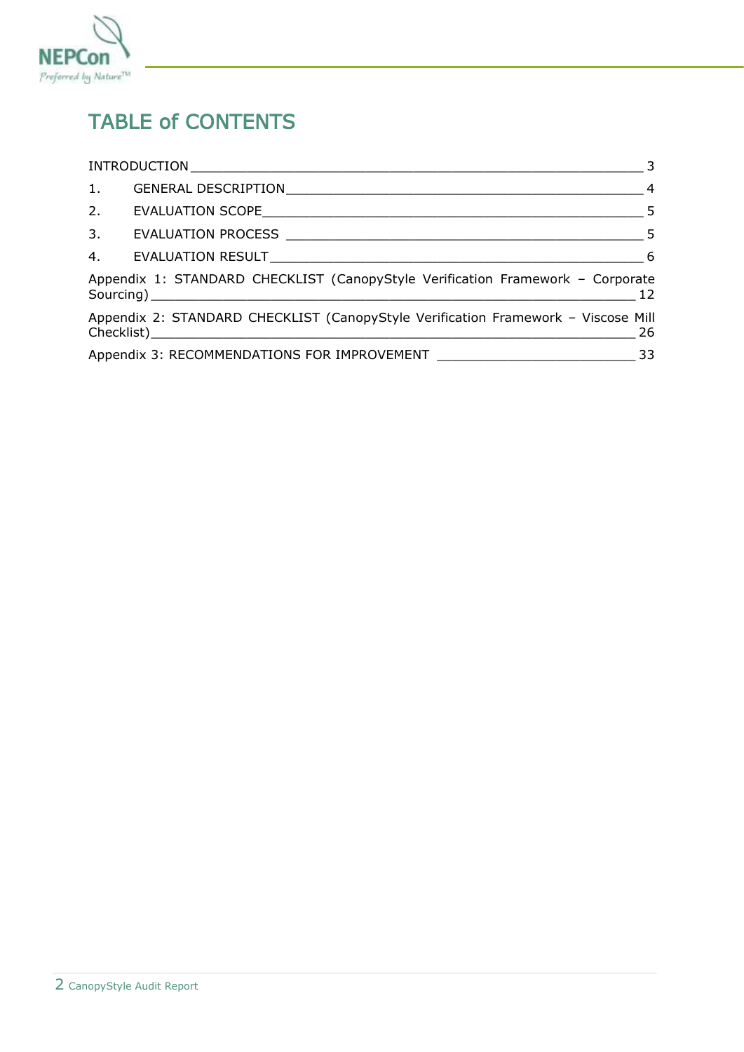# TABLE of CONTENTS

INTRODUCTION ____________________________________________ 3

1. GENERAL DESCRIPTION ____________________________________ 4
2. EVALUATION SCOPE ______________________________________ 5
3. EVALUATION PROCESS _____________________________________ 5
4. EVALUATION RESULT ______________________________________ 6

Appendix 1: STANDARD CHECKLIST (CanopyStyle Verification Framework – Corporate Sourcing) ____________________________________________ 12

Appendix 2: STANDARD CHECKLIST (CanopyStyle Verification Framework – Viscose Mill Checklist) ____________________________________________ 26

Appendix 3: RECOMMENDATIONS FOR IMPROVEMENT ____________________ 33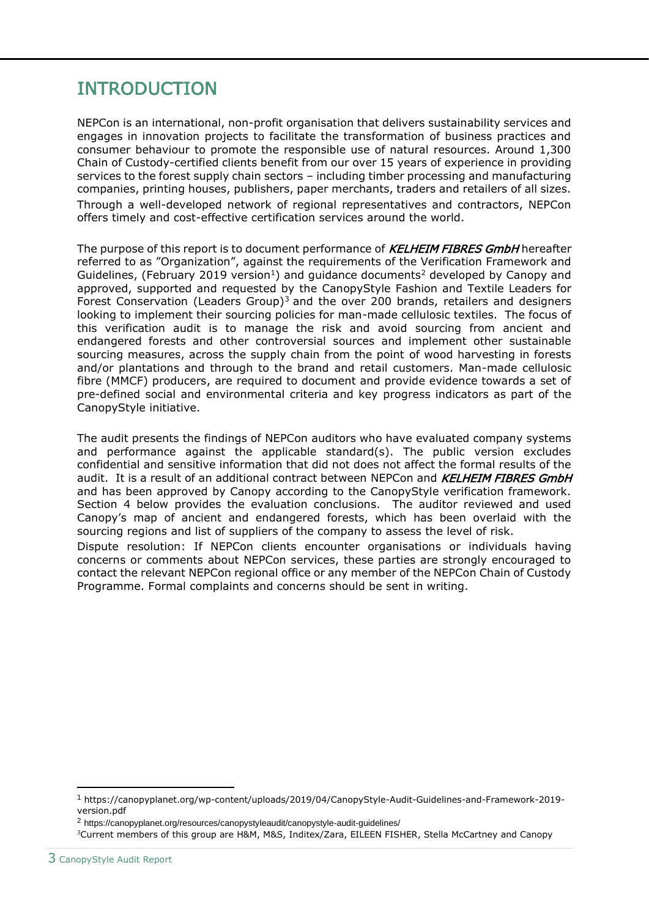# INTRODUCTION

NEPCon is an international, non-profit organisation that delivers sustainability services and engages in innovation projects to facilitate the transformation of business practices and consumer behaviour to promote the responsible use of natural resources. Around 1,300 Chain of Custody-certified clients benefit from our over 15 years of experience in providing services to the forest supply chain sectors – including timber processing and manufacturing companies, printing houses, publishers, paper merchants, traders and retailers of all sizes. Through a well-developed network of regional representatives and contractors, NEPCon offers timely and cost-effective certification services around the world.

The purpose of this report is to document performance of *KELHEIM FIBRES GmbH* hereafter referred to as "Organization", against the requirements of the Verification Framework and Guidelines, (February 2019 version[1]) and guidance documents[2] developed by Canopy and approved, supported and requested by the CanopyStyle Fashion and Textile Leaders for Forest Conservation (Leaders Group)[3] and the over 200 brands, retailers and designers looking to implement their sourcing policies for man-made cellulosic textiles. The focus of this verification audit is to manage the risk and avoid sourcing from ancient and endangered forests and other controversial sources and implement other sustainable sourcing measures, across the supply chain from the point of wood harvesting in forests and/or plantations and through to the brand and retail customers. Man-made cellulosic fibre (MMCF) producers, are required to document and provide evidence towards a set of pre-defined social and environmental criteria and key progress indicators as part of the CanopyStyle initiative.

The audit presents the findings of NEPCon auditors who have evaluated company systems and performance against the applicable standard(s). The public version excludes confidential and sensitive information that did not does not affect the formal results of the audit. It is a result of an additional contract between NEPCon and *KELHEIM FIBRES GmbH* and has been approved by Canopy according to the CanopyStyle verification framework. Section 4 below provides the evaluation conclusions. The auditor reviewed and used Canopy's map of ancient and endangered forests, which has been overlaid with the sourcing regions and list of suppliers of the company to assess the level of risk.

Dispute resolution: If NEPCon clients encounter organisations or individuals having concerns or comments about NEPCon services, these parties are strongly encouraged to contact the relevant NEPCon regional office or any member of the NEPCon Chain of Custody Programme. Formal complaints and concerns should be sent in writing.

---

[1] https://canopyplanet.org/wp-content/uploads/2019/04/CanopyStyle-Audit-Guidelines-and-Framework-2019-version.pdf

[2] https://canopyplanet.org/resources/canopystyleaudit/canopystyle-audit-guidelines/

[3] Current members of this group are H&M, M&S, Inditex/Zara, EILEEN FISHER, Stella McCartney and Canopy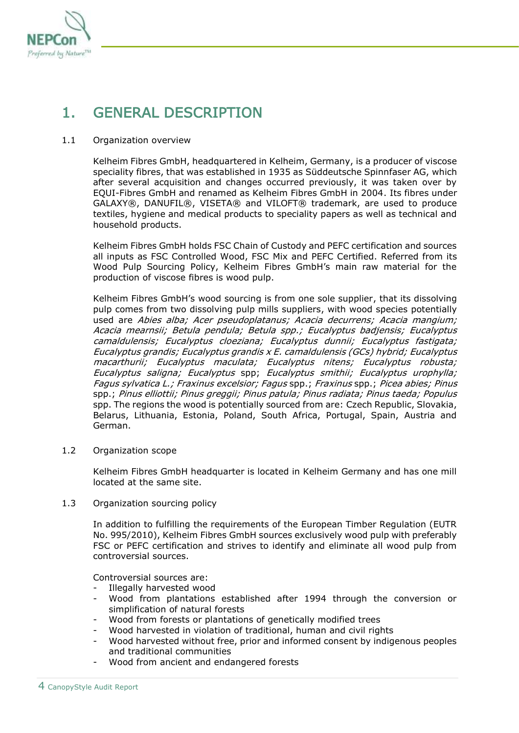# 1. GENERAL DESCRIPTION

## 1.1 Organization overview

Kelheim Fibres GmbH, headquartered in Kelheim, Germany, is a producer of viscose speciality fibres, that was established in 1935 as Süddeutsche Spinnfaser AG, which after several acquisition and changes occurred previously, it was taken over by EQUI-Fibres GmbH and renamed as Kelheim Fibres GmbH in 2004. Its fibres under GALAXY®, DANUFIL®, VISETA® and VILOFT® trademark, are used to produce textiles, hygiene and medical products to speciality papers as well as technical and household products.

Kelheim Fibres GmbH holds FSC Chain of Custody and PEFC certification and sources all inputs as FSC Controlled Wood, FSC Mix and PEFC Certified. Referred from its Wood Pulp Sourcing Policy, Kelheim Fibres GmbH's main raw material for the production of viscose fibres is wood pulp.

Kelheim Fibres GmbH's wood sourcing is from one sole supplier, that its dissolving pulp comes from two dissolving pulp mills suppliers, with wood species potentially used are *Abies alba; Acer pseudoplatanus; Acacia decurrens; Acacia mangium; Acacia mearnsii; Betula pendula; Betula spp.; Eucalyptus badjensis; Eucalyptus camaldulensis; Eucalyptus cloeziana; Eucalyptus dunnii; Eucalyptus fastigata; Eucalyptus grandis; Eucalyptus grandis x E. camaldulensis (GCs) hybrid; Eucalyptus macarthurii; Eucalyptus maculata; Eucalyptus nitens; Eucalyptus robusta; Eucalyptus saligna; Eucalyptus* spp; *Eucalyptus smithii; Eucalyptus urophylla; Fagus sylvatica L.; Fraxinus excelsior; Fagus* spp.; *Fraxinus* spp.; *Picea abies; Pinus* spp.; *Pinus elliottii; Pinus greggii; Pinus patula; Pinus radiata; Pinus taeda; Populus* spp. The regions the wood is potentially sourced from are: Czech Republic, Slovakia, Belarus, Lithuania, Estonia, Poland, South Africa, Portugal, Spain, Austria and German.

## 1.2 Organization scope

Kelheim Fibres GmbH headquarter is located in Kelheim Germany and has one mill located at the same site.

## 1.3 Organization sourcing policy

In addition to fulfilling the requirements of the European Timber Regulation (EUTR No. 995/2010), Kelheim Fibres GmbH sources exclusively wood pulp with preferably FSC or PEFC certification and strives to identify and eliminate all wood pulp from controversial sources.

Controversial sources are:

- Illegally harvested wood
- Wood from plantations established after 1994 through the conversion or simplification of natural forests
- Wood from forests or plantations of genetically modified trees
- Wood harvested in violation of traditional, human and civil rights
- Wood harvested without free, prior and informed consent by indigenous peoples and traditional communities
- Wood from ancient and endangered forests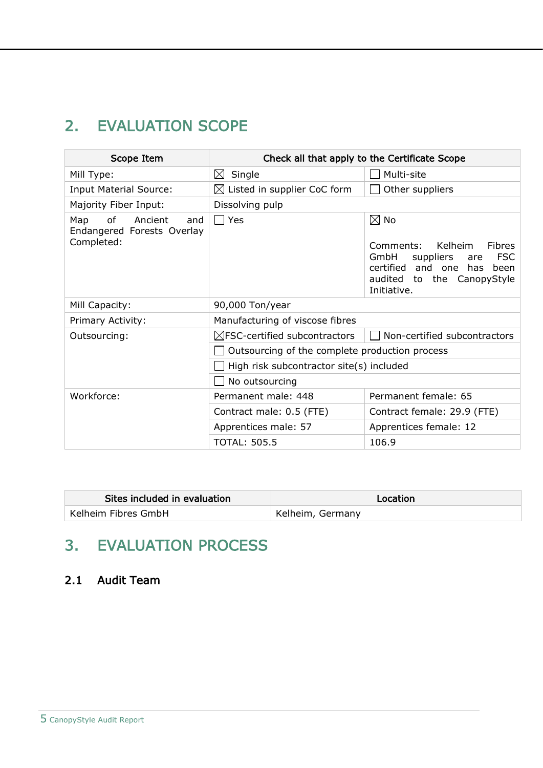## 2. EVALUATION SCOPE

| Scope Item | Check all that apply to the Certificate Scope | |
|---|---|---|
| Mill Type: | ☒ Single | ☐ Multi-site |
| Input Material Source: | ☒ Listed in supplier CoC form | ☐ Other suppliers |
| Majority Fiber Input: | Dissolving pulp | |
| Map of Ancient and Endangered Forests Overlay Completed: | ☐ Yes | ☒ No<br><br>Comments: Kelheim Fibres GmbH suppliers are FSC certified and one has been audited to the CanopyStyle Initiative. |
| Mill Capacity: | 90,000 Ton/year | |
| Primary Activity: | Manufacturing of viscose fibres | |
| Outsourcing: | ☒FSC-certified subcontractors | ☐ Non-certified subcontractors |
| | ☐ Outsourcing of the complete production process | |
| | ☐ High risk subcontractor site(s) included | |
| | ☐ No outsourcing | |
| Workforce: | Permanent male: 448 | Permanent female: 65 |
| | Contract male: 0.5 (FTE) | Contract female: 29.9 (FTE) |
| | Apprentices male: 57 | Apprentices female: 12 |
| | TOTAL: 505.5 | 106.9 |

| Sites included in evaluation | Location |
|---|---|
| Kelheim Fibres GmbH | Kelheim, Germany |

## 3. EVALUATION PROCESS

### 2.1 Audit Team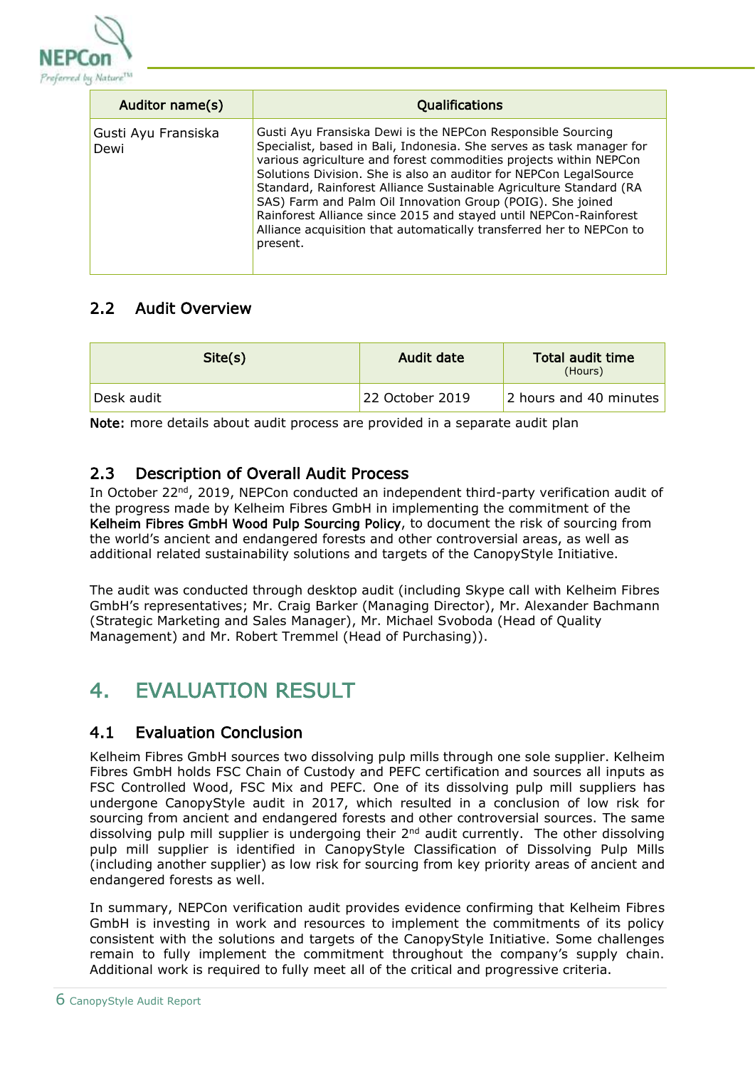| Auditor name(s) | Qualifications |
|---|---|
| Gusti Ayu Fransiska Dewi | Gusti Ayu Fransiska Dewi is the NEPCon Responsible Sourcing Specialist, based in Bali, Indonesia. She serves as task manager for various agriculture and forest commodities projects within NEPCon Solutions Division. She is also an auditor for NEPCon LegalSource Standard, Rainforest Alliance Sustainable Agriculture Standard (RA SAS) Farm and Palm Oil Innovation Group (POIG). She joined Rainforest Alliance since 2015 and stayed until NEPCon-Rainforest Alliance acquisition that automatically transferred her to NEPCon to present. |

## 2.2 Audit Overview

| Site(s) | Audit date | Total audit time (Hours) |
|---|---|---|
| Desk audit | 22 October 2019 | 2 hours and 40 minutes |

**Note:** more details about audit process are provided in a separate audit plan

## 2.3 Description of Overall Audit Process

In October 22nd, 2019, NEPCon conducted an independent third-party verification audit of the progress made by Kelheim Fibres GmbH in implementing the commitment of the **Kelheim Fibres GmbH Wood Pulp Sourcing Policy**, to document the risk of sourcing from the world's ancient and endangered forests and other controversial areas, as well as additional related sustainability solutions and targets of the CanopyStyle Initiative.

The audit was conducted through desktop audit (including Skype call with Kelheim Fibres GmbH's representatives; Mr. Craig Barker (Managing Director), Mr. Alexander Bachmann (Strategic Marketing and Sales Manager), Mr. Michael Svoboda (Head of Quality Management) and Mr. Robert Tremmel (Head of Purchasing)).

# 4. EVALUATION RESULT

## 4.1 Evaluation Conclusion

Kelheim Fibres GmbH sources two dissolving pulp mills through one sole supplier. Kelheim Fibres GmbH holds FSC Chain of Custody and PEFC certification and sources all inputs as FSC Controlled Wood, FSC Mix and PEFC. One of its dissolving pulp mill suppliers has undergone CanopyStyle audit in 2017, which resulted in a conclusion of low risk for sourcing from ancient and endangered forests and other controversial sources. The same dissolving pulp mill supplier is undergoing their 2nd audit currently. The other dissolving pulp mill supplier is identified in CanopyStyle Classification of Dissolving Pulp Mills (including another supplier) as low risk for sourcing from key priority areas of ancient and endangered forests as well.

In summary, NEPCon verification audit provides evidence confirming that Kelheim Fibres GmbH is investing in work and resources to implement the commitments of its policy consistent with the solutions and targets of the CanopyStyle Initiative. Some challenges remain to fully implement the commitment throughout the company's supply chain. Additional work is required to fully meet all of the critical and progressive criteria.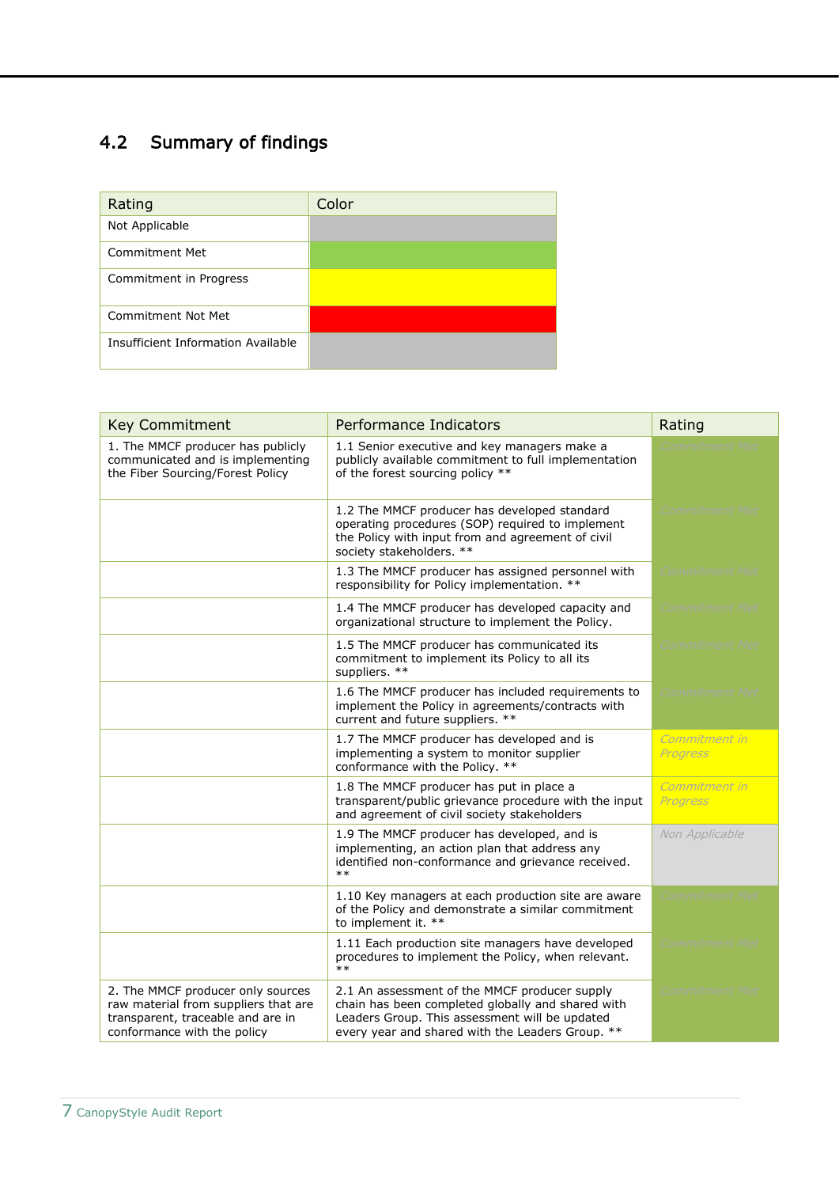## 4.2 Summary of findings

| Rating | Color |
|---|---|
| Not Applicable | |
| Commitment Met | |
| Commitment in Progress | |
| Commitment Not Met | |
| Insufficient Information Available | |

| Key Commitment | Performance Indicators | Rating |
|---|---|---|
| 1. The MMCF producer has publicly communicated and is implementing the Fiber Sourcing/Forest Policy | 1.1 Senior executive and key managers make a publicly available commitment to full implementation of the forest sourcing policy ** | *Commitment Met* |
| | 1.2 The MMCF producer has developed standard operating procedures (SOP) required to implement the Policy with input from and agreement of civil society stakeholders. ** | *Commitment Met* |
| | 1.3 The MMCF producer has assigned personnel with responsibility for Policy implementation. ** | *Commitment Met* |
| | 1.4 The MMCF producer has developed capacity and organizational structure to implement the Policy. | *Commitment Met* |
| | 1.5 The MMCF producer has communicated its commitment to implement its Policy to all its suppliers. ** | *Commitment Met* |
| | 1.6 The MMCF producer has included requirements to implement the Policy in agreements/contracts with current and future suppliers. ** | *Commitment Met* |
| | 1.7 The MMCF producer has developed and is implementing a system to monitor supplier conformance with the Policy. ** | *Commitment in Progress* |
| | 1.8 The MMCF producer has put in place a transparent/public grievance procedure with the input and agreement of civil society stakeholders | *Commitment in Progress* |
| | 1.9 The MMCF producer has developed, and is implementing, an action plan that address any identified non-conformance and grievance received. ** | *Non Applicable* |
| | 1.10 Key managers at each production site are aware of the Policy and demonstrate a similar commitment to implement it. ** | *Commitment Met* |
| | 1.11 Each production site managers have developed procedures to implement the Policy, when relevant. ** | *Commitment Met* |
| 2. The MMCF producer only sources raw material from suppliers that are transparent, traceable and are in conformance with the policy | 2.1 An assessment of the MMCF producer supply chain has been completed globally and shared with Leaders Group. This assessment will be updated every year and shared with the Leaders Group. ** | *Commitment Met* |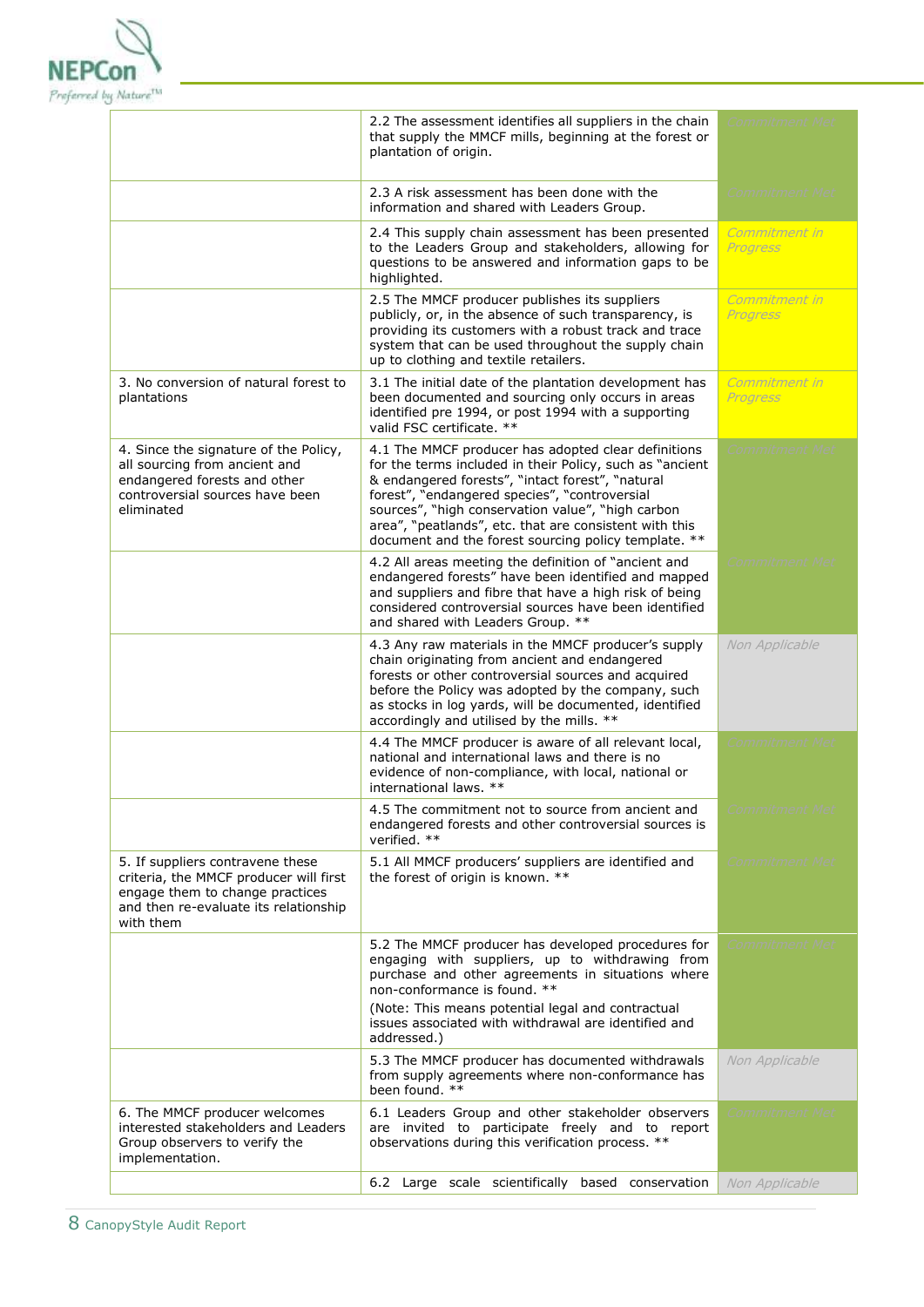| | | |
|---|---|---|
| | 2.2 The assessment identifies all suppliers in the chain that supply the MMCF mills, beginning at the forest or plantation of origin. | *Commitment Met* |
| | 2.3 A risk assessment has been done with the information and shared with Leaders Group. | *Commitment Met* |
| | 2.4 This supply chain assessment has been presented to the Leaders Group and stakeholders, allowing for questions to be answered and information gaps to be highlighted. | *Commitment in Progress* |
| | 2.5 The MMCF producer publishes its suppliers publicly, or, in the absence of such transparency, is providing its customers with a robust track and trace system that can be used throughout the supply chain up to clothing and textile retailers. | *Commitment in Progress* |
| 3. No conversion of natural forest to plantations | 3.1 The initial date of the plantation development has been documented and sourcing only occurs in areas identified pre 1994, or post 1994 with a supporting valid FSC certificate. ** | *Commitment in Progress* |
| 4. Since the signature of the Policy, all sourcing from ancient and endangered forests and other controversial sources have been eliminated | 4.1 The MMCF producer has adopted clear definitions for the terms included in their Policy, such as "ancient & endangered forests", "intact forest", "natural forest", "endangered species", "controversial sources", "high conservation value", "high carbon area", "peatlands", etc. that are consistent with this document and the forest sourcing policy template. ** | *Commitment Met* |
| | 4.2 All areas meeting the definition of "ancient and endangered forests" have been identified and mapped and suppliers and fibre that have a high risk of being considered controversial sources have been identified and shared with Leaders Group. ** | *Commitment Met* |
| | 4.3 Any raw materials in the MMCF producer's supply chain originating from ancient and endangered forests or other controversial sources and acquired before the Policy was adopted by the company, such as stocks in log yards, will be documented, identified accordingly and utilised by the mills. ** | *Non Applicable* |
| | 4.4 The MMCF producer is aware of all relevant local, national and international laws and there is no evidence of non-compliance, with local, national or international laws. ** | *Commitment Met* |
| | 4.5 The commitment not to source from ancient and endangered forests and other controversial sources is verified. ** | *Commitment Met* |
| 5. If suppliers contravene these criteria, the MMCF producer will first engage them to change practices and then re-evaluate its relationship with them | 5.1 All MMCF producers' suppliers are identified and the forest of origin is known. ** | *Commitment Met* |
| | 5.2 The MMCF producer has developed procedures for engaging with suppliers, up to withdrawing from purchase and other agreements in situations where non-conformance is found. ** <br><br> (Note: This means potential legal and contractual issues associated with withdrawal are identified and addressed.) | *Commitment Met* |
| | 5.3 The MMCF producer has documented withdrawals from supply agreements where non-conformance has been found. ** | *Non Applicable* |
| 6. The MMCF producer welcomes interested stakeholders and Leaders Group observers to verify the implementation. | 6.1 Leaders Group and other stakeholder observers are invited to participate freely and to report observations during this verification process. ** | *Commitment Met* |
| | 6.2 Large scale scientifically based conservation | *Non Applicable* |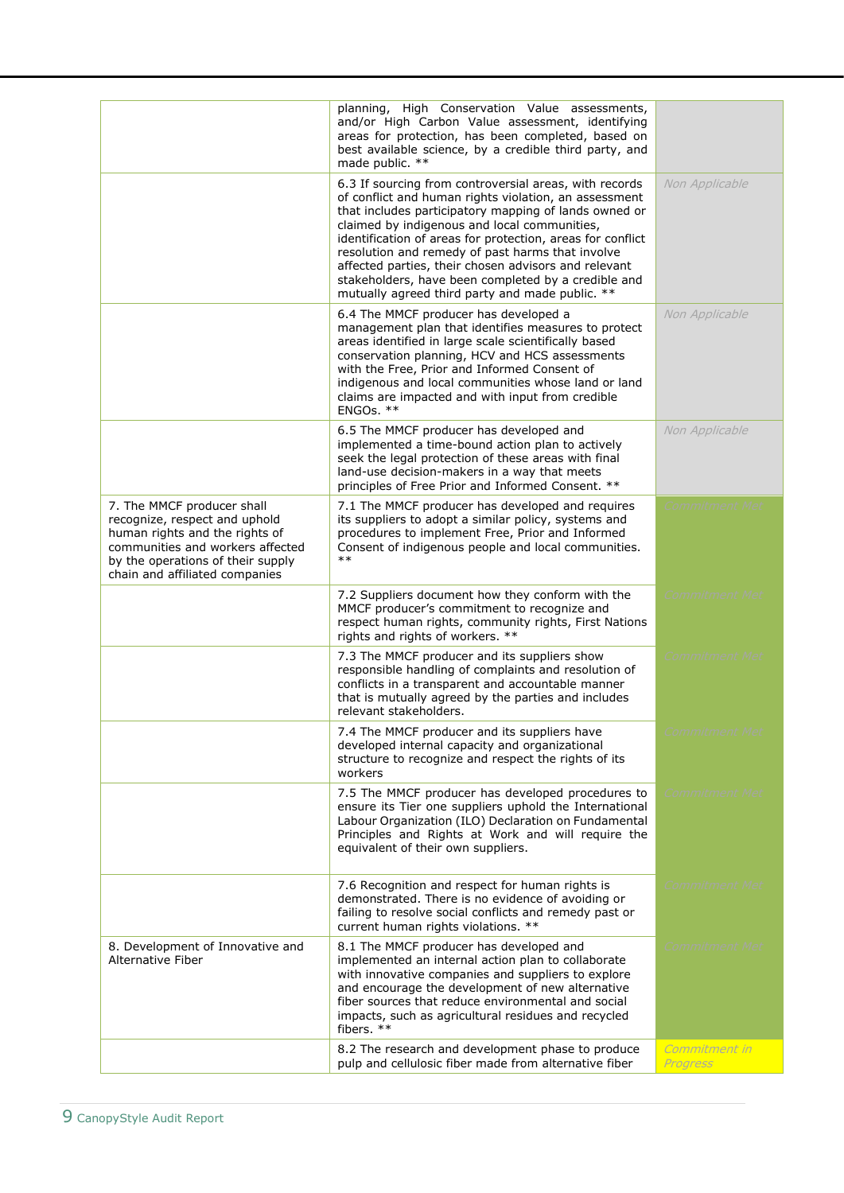|  |  |  |
|---|---|---|
|  | planning, High Conservation Value assessments, and/or High Carbon Value assessment, identifying areas for protection, has been completed, based on best available science, by a credible third party, and made public. ** |  |
|  | 6.3 If sourcing from controversial areas, with records of conflict and human rights violation, an assessment that includes participatory mapping of lands owned or claimed by indigenous and local communities, identification of areas for protection, areas for conflict resolution and remedy of past harms that involve affected parties, their chosen advisors and relevant stakeholders, have been completed by a credible and mutually agreed third party and made public. ** | *Non Applicable* |
|  | 6.4 The MMCF producer has developed a management plan that identifies measures to protect areas identified in large scale scientifically based conservation planning, HCV and HCS assessments with the Free, Prior and Informed Consent of indigenous and local communities whose land or land claims are impacted and with input from credible ENGOs. ** | *Non Applicable* |
|  | 6.5 The MMCF producer has developed and implemented a time-bound action plan to actively seek the legal protection of these areas with final land-use decision-makers in a way that meets principles of Free Prior and Informed Consent. ** | *Non Applicable* |
| 7. The MMCF producer shall recognize, respect and uphold human rights and the rights of communities and workers affected by the operations of their supply chain and affiliated companies | 7.1 The MMCF producer has developed and requires its suppliers to adopt a similar policy, systems and procedures to implement Free, Prior and Informed Consent of indigenous people and local communities. ** | *Commitment Met* |
|  | 7.2 Suppliers document how they conform with the MMCF producer's commitment to recognize and respect human rights, community rights, First Nations rights and rights of workers. ** | *Commitment Met* |
|  | 7.3 The MMCF producer and its suppliers show responsible handling of complaints and resolution of conflicts in a transparent and accountable manner that is mutually agreed by the parties and includes relevant stakeholders. | *Commitment Met* |
|  | 7.4 The MMCF producer and its suppliers have developed internal capacity and organizational structure to recognize and respect the rights of its workers | *Commitment Met* |
|  | 7.5 The MMCF producer has developed procedures to ensure its Tier one suppliers uphold the International Labour Organization (ILO) Declaration on Fundamental Principles and Rights at Work and will require the equivalent of their own suppliers. | *Commitment Met* |
|  | 7.6 Recognition and respect for human rights is demonstrated. There is no evidence of avoiding or failing to resolve social conflicts and remedy past or current human rights violations. ** | *Commitment Met* |
| 8. Development of Innovative and Alternative Fiber | 8.1 The MMCF producer has developed and implemented an internal action plan to collaborate with innovative companies and suppliers to explore and encourage the development of new alternative fiber sources that reduce environmental and social impacts, such as agricultural residues and recycled fibers. ** | *Commitment Met* |
|  | 8.2 The research and development phase to produce pulp and cellulosic fiber made from alternative fiber | *Commitment in Progress* |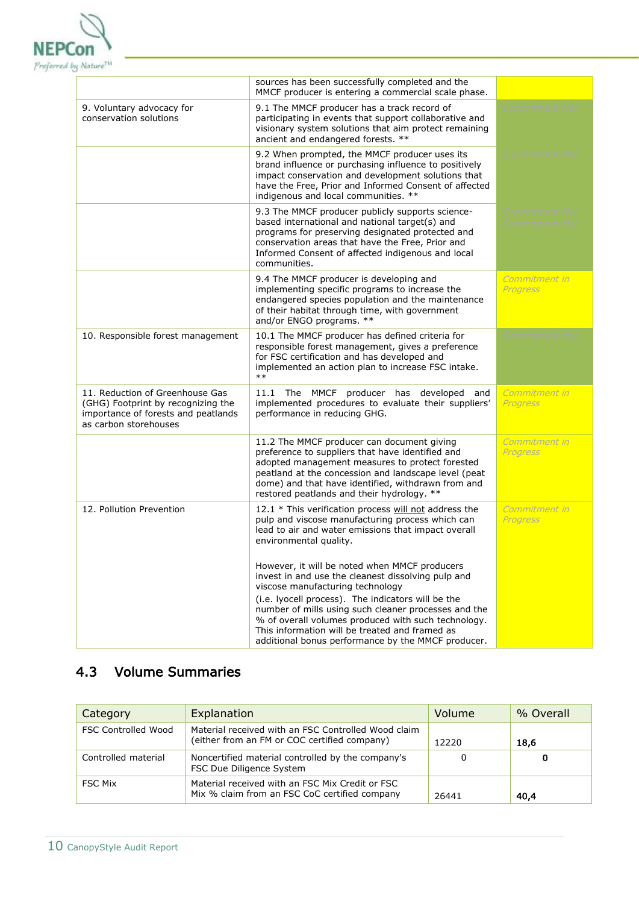|  |  |  |
| --- | --- | --- |
|  | sources has been successfully completed and the MMCF producer is entering a commercial scale phase. |  |
| 9. Voluntary advocacy for conservation solutions | 9.1 The MMCF producer has a track record of participating in events that support collaborative and visionary system solutions that aim protect remaining ancient and endangered forests. ** | *Commitment Met* |
|  | 9.2 When prompted, the MMCF producer uses its brand influence or purchasing influence to positively impact conservation and development solutions that have the Free, Prior and Informed Consent of affected indigenous and local communities. ** | *Commitment Met* |
|  | 9.3 The MMCF producer publicly supports science-based international and national target(s) and programs for preserving designated protected and conservation areas that have the Free, Prior and Informed Consent of affected indigenous and local communities. | *Commitment Met* |
|  | 9.4 The MMCF producer is developing and implementing specific programs to increase the endangered species population and the maintenance of their habitat through time, with government and/or ENGO programs. ** | *Commitment in Progress* |
| 10. Responsible forest management | 10.1 The MMCF producer has defined criteria for responsible forest management, gives a preference for FSC certification and has developed and implemented an action plan to increase FSC intake. ** | *Commitment Met* |
| 11. Reduction of Greenhouse Gas (GHG) Footprint by recognizing the importance of forests and peatlands as carbon storehouses | 11.1 The MMCF producer has developed and implemented procedures to evaluate their suppliers' performance in reducing GHG. | *Commitment in Progress* |
|  | 11.2 The MMCF producer can document giving preference to suppliers that have identified and adopted management measures to protect forested peatland at the concession and landscape level (peat dome) and that have identified, withdrawn from and restored peatlands and their hydrology. ** | *Commitment in Progress* |
| 12. Pollution Prevention | 12.1 * This verification process <u>will not</u> address the pulp and viscose manufacturing process which can lead to air and water emissions that impact overall environmental quality.<br><br>However, it will be noted when MMCF producers invest in and use the cleanest dissolving pulp and viscose manufacturing technology (i.e. lyocell process). The indicators will be the number of mills using such cleaner processes and the % of overall volumes produced with such technology. This information will be treated and framed as additional bonus performance by the MMCF producer. | *Commitment in Progress* |

## 4.3 Volume Summaries

| Category | Explanation | Volume | % Overall |
| --- | --- | --- | --- |
| FSC Controlled Wood | Material received with an FSC Controlled Wood claim (either from an FM or COC certified company) | 12220 | **18,6** |
| Controlled material | Noncertified material controlled by the company's FSC Due Diligence System | 0 | **0** |
| FSC Mix | Material received with an FSC Mix Credit or FSC Mix % claim from an FSC CoC certified company | 26441 | **40,4** |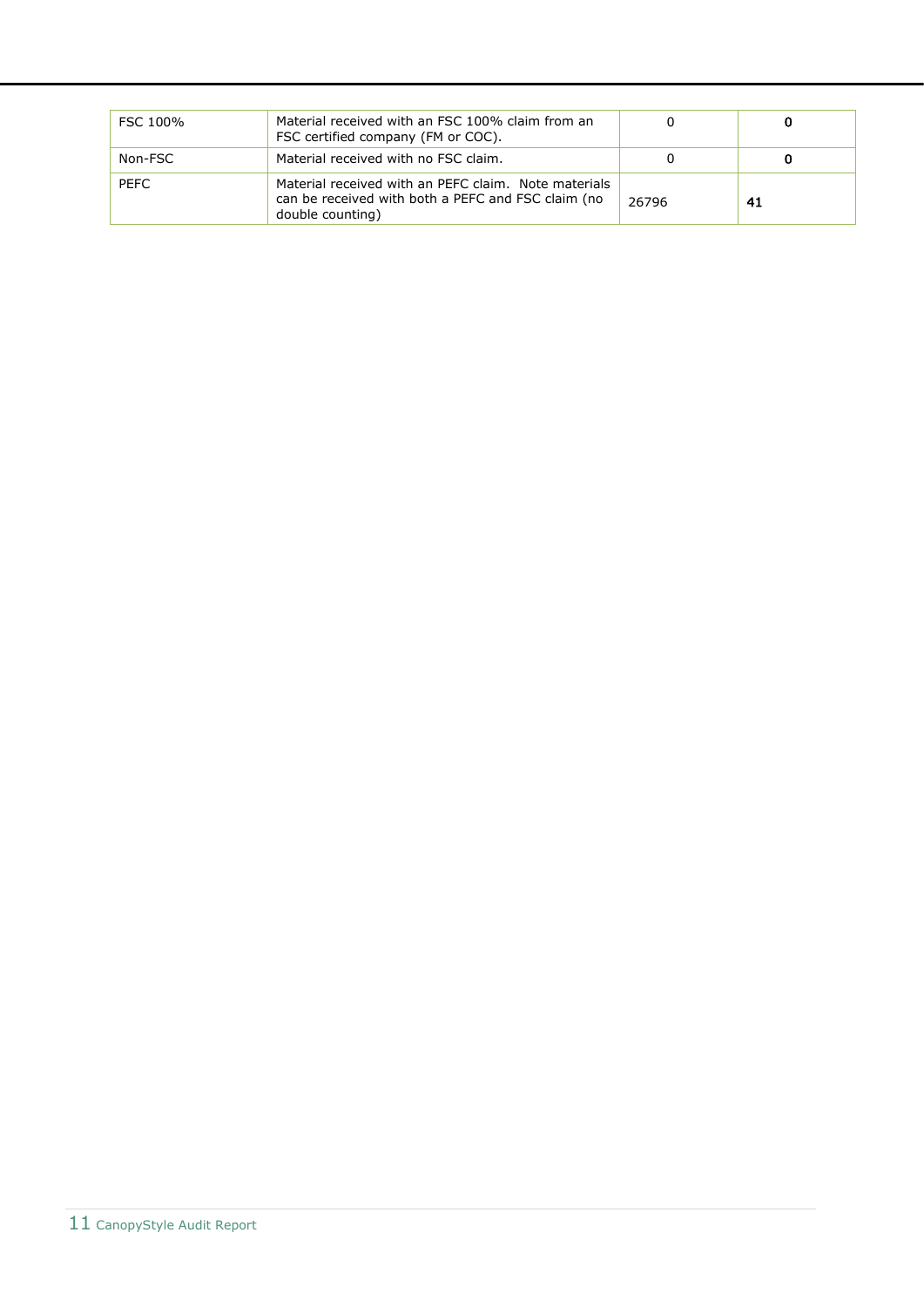| FSC 100% | Material received with an FSC 100% claim from an FSC certified company (FM or COC). | 0 | **0** |
|---|---|---|---|
| Non-FSC | Material received with no FSC claim. | 0 | **0** |
| PEFC | Material received with an PEFC claim. Note materials can be received with both a PEFC and FSC claim (no double counting) | 26796 | **41** |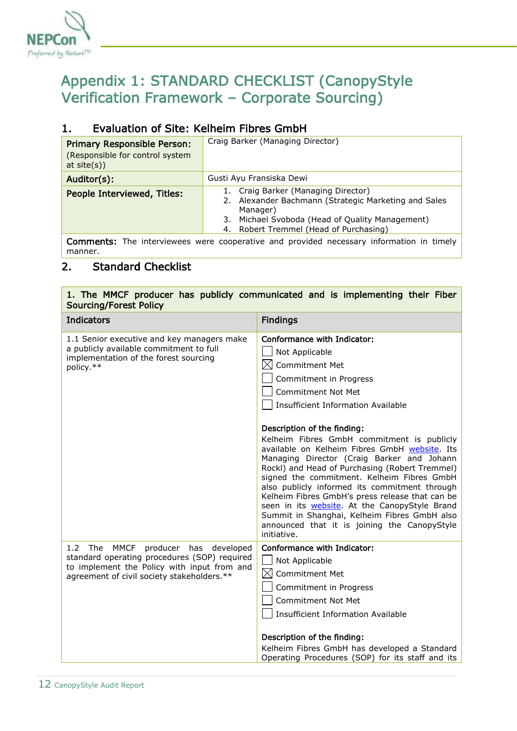# Appendix 1: STANDARD CHECKLIST (CanopyStyle Verification Framework – Corporate Sourcing)

## 1. Evaluation of Site: Kelheim Fibres GmbH

| | |
|---|---|
| **Primary Responsible Person:** (Responsible for control system at site(s)) | Craig Barker (Managing Director) |
| **Auditor(s):** | Gusti Ayu Fransiska Dewi |
| **People Interviewed, Titles:** | 1. Craig Barker (Managing Director)<br>2. Alexander Bachmann (Strategic Marketing and Sales Manager)<br>3. Michael Svoboda (Head of Quality Management)<br>4. Robert Tremmel (Head of Purchasing) |
| **Comments:** The interviewees were cooperative and provided necessary information in timely manner. | |

## 2. Standard Checklist

| **1. The MMCF producer has publicly communicated and is implementing their Fiber Sourcing/Forest Policy** | |
|---|---|
| **Indicators** | **Findings** |
| 1.1 Senior executive and key managers make a publicly available commitment to full implementation of the forest sourcing policy.** | **Conformance with Indicator:**<br>☐ Not Applicable<br>☒ Commitment Met<br>☐ Commitment in Progress<br>☐ Commitment Not Met<br>☐ Insufficient Information Available<br><br>**Description of the finding:**<br>Kelheim Fibres GmbH commitment is publicly available on Kelheim Fibres GmbH website. Its Managing Director (Craig Barker and Johann Rockl) and Head of Purchasing (Robert Tremmel) signed the commitment. Kelheim Fibres GmbH also publicly informed its commitment through Kelheim Fibres GmbH's press release that can be seen in its website. At the CanopyStyle Brand Summit in Shanghai, Kelheim Fibres GmbH also announced that it is joining the CanopyStyle initiative. |
| 1.2 The MMCF producer has developed standard operating procedures (SOP) required to implement the Policy with input from and agreement of civil society stakeholders.** | **Conformance with Indicator:**<br>☐ Not Applicable<br>☒ Commitment Met<br>☐ Commitment in Progress<br>☐ Commitment Not Met<br>☐ Insufficient Information Available<br><br>**Description of the finding:**<br>Kelheim Fibres GmbH has developed a Standard Operating Procedures (SOP) for its staff and its |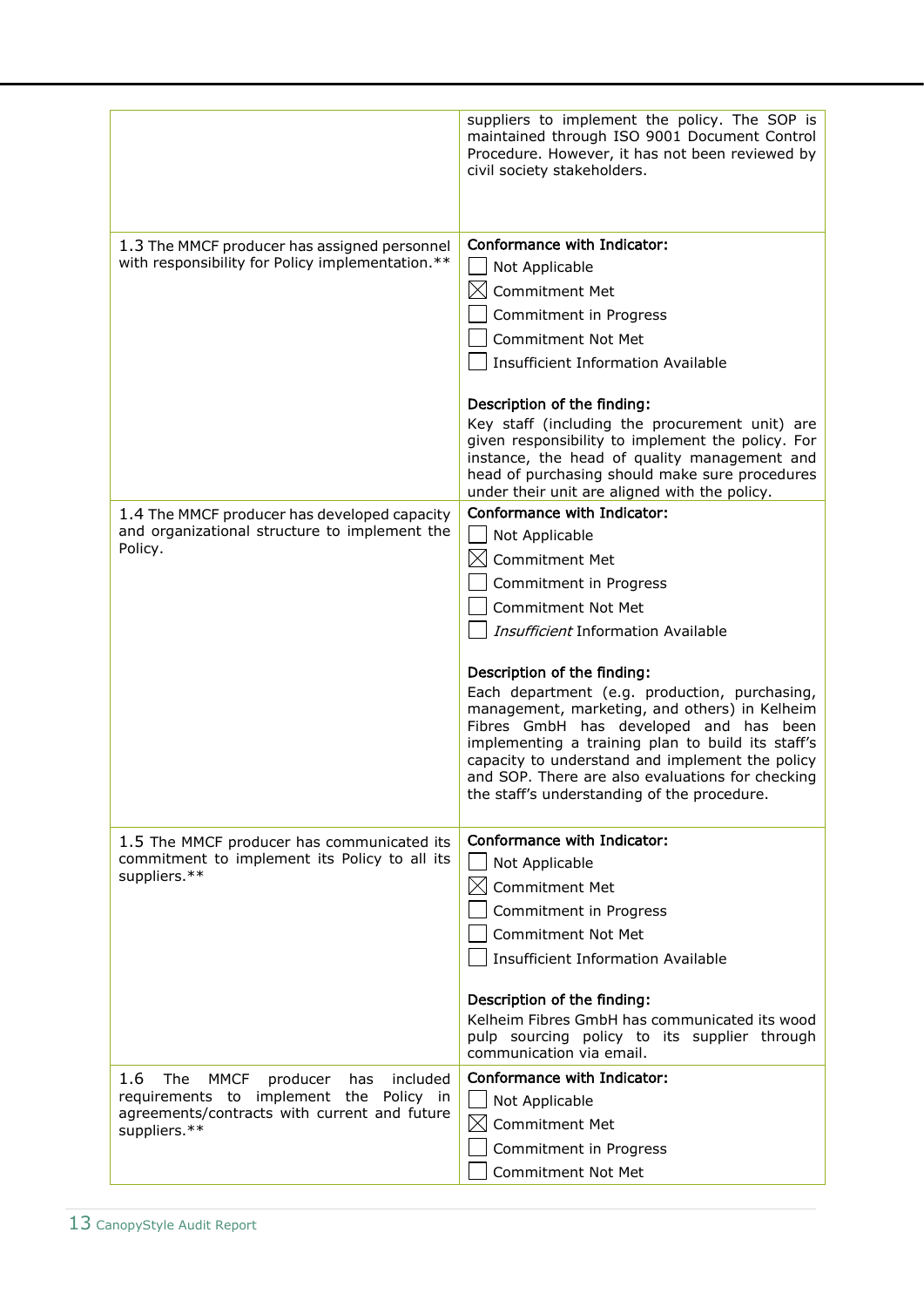| | |
|---|---|
| | suppliers to implement the policy. The SOP is maintained through ISO 9001 Document Control Procedure. However, it has not been reviewed by civil society stakeholders. |
| 1.3 The MMCF producer has assigned personnel with responsibility for Policy implementation.** | Conformance with Indicator:<br>☐ Not Applicable<br>☒ Commitment Met<br>☐ Commitment in Progress<br>☐ Commitment Not Met<br>☐ Insufficient Information Available<br><br>Description of the finding:<br>Key staff (including the procurement unit) are given responsibility to implement the policy. For instance, the head of quality management and head of purchasing should make sure procedures under their unit are aligned with the policy. |
| 1.4 The MMCF producer has developed capacity and organizational structure to implement the Policy. | Conformance with Indicator:<br>☐ Not Applicable<br>☒ Commitment Met<br>☐ Commitment in Progress<br>☐ Commitment Not Met<br>☐ *Insufficient* Information Available<br><br>Description of the finding:<br>Each department (e.g. production, purchasing, management, marketing, and others) in Kelheim Fibres GmbH has developed and has been implementing a training plan to build its staff's capacity to understand and implement the policy and SOP. There are also evaluations for checking the staff's understanding of the procedure. |
| 1.5 The MMCF producer has communicated its commitment to implement its Policy to all its suppliers.** | Conformance with Indicator:<br>☐ Not Applicable<br>☒ Commitment Met<br>☐ Commitment in Progress<br>☐ Commitment Not Met<br>☐ Insufficient Information Available<br><br>Description of the finding:<br>Kelheim Fibres GmbH has communicated its wood pulp sourcing policy to its supplier through communication via email. |
| 1.6 The MMCF producer has included requirements to implement the Policy in agreements/contracts with current and future suppliers.** | Conformance with Indicator:<br>☐ Not Applicable<br>☒ Commitment Met<br>☐ Commitment in Progress<br>☐ Commitment Not Met |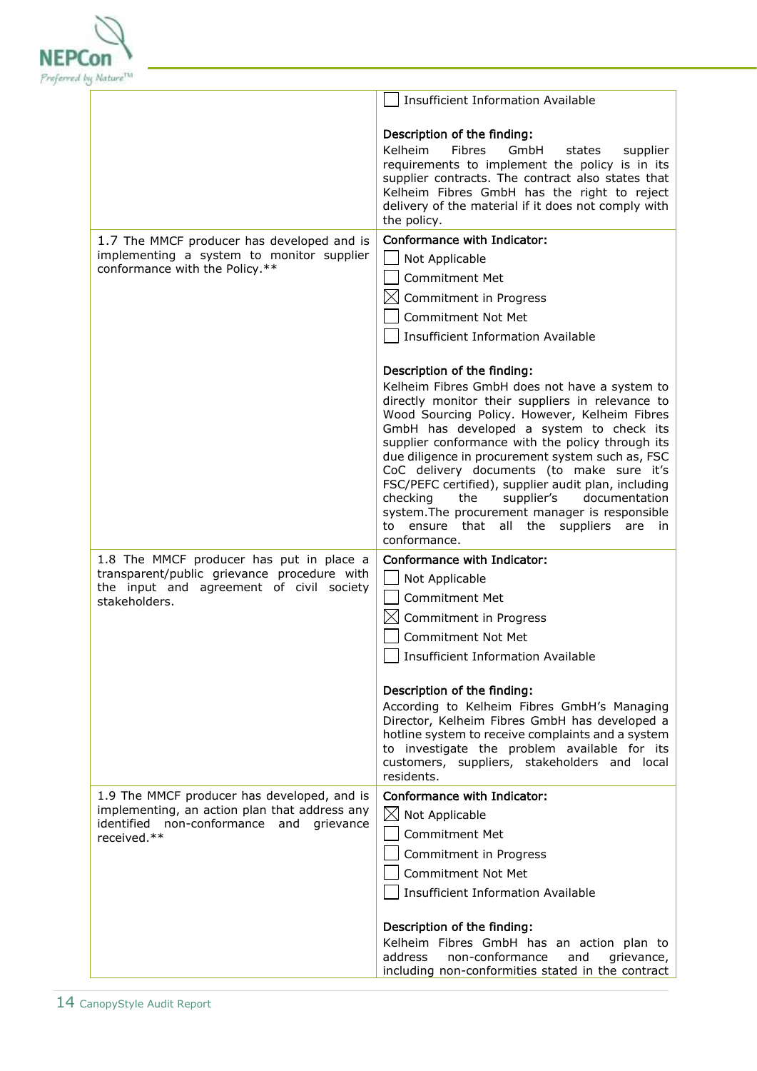| | |
|---|---|
| | ☐ Insufficient Information Available<br><br>**Description of the finding:**<br>Kelheim Fibres GmbH states supplier requirements to implement the policy is in its supplier contracts. The contract also states that Kelheim Fibres GmbH has the right to reject delivery of the material if it does not comply with the policy. |
| 1.7 The MMCF producer has developed and is implementing a system to monitor supplier conformance with the Policy.** | **Conformance with Indicator:**<br>☐ Not Applicable<br>☐ Commitment Met<br>☒ Commitment in Progress<br>☐ Commitment Not Met<br>☐ Insufficient Information Available<br><br>**Description of the finding:**<br>Kelheim Fibres GmbH does not have a system to directly monitor their suppliers in relevance to Wood Sourcing Policy. However, Kelheim Fibres GmbH has developed a system to check its supplier conformance with the policy through its due diligence in procurement system such as, FSC CoC delivery documents (to make sure it's FSC/PEFC certified), supplier audit plan, including checking the supplier's documentation system.The procurement manager is responsible to ensure that all the suppliers are in conformance. |
| 1.8 The MMCF producer has put in place a transparent/public grievance procedure with the input and agreement of civil society stakeholders. | **Conformance with Indicator:**<br>☐ Not Applicable<br>☐ Commitment Met<br>☒ Commitment in Progress<br>☐ Commitment Not Met<br>☐ Insufficient Information Available<br><br>**Description of the finding:**<br>According to Kelheim Fibres GmbH's Managing Director, Kelheim Fibres GmbH has developed a hotline system to receive complaints and a system to investigate the problem available for its customers, suppliers, stakeholders and local residents. |
| 1.9 The MMCF producer has developed, and is implementing, an action plan that address any identified non-conformance and grievance received.** | **Conformance with Indicator:**<br>☒ Not Applicable<br>☐ Commitment Met<br>☐ Commitment in Progress<br>☐ Commitment Not Met<br>☐ Insufficient Information Available<br><br>**Description of the finding:**<br>Kelheim Fibres GmbH has an action plan to address non-conformance and grievance, including non-conformities stated in the contract |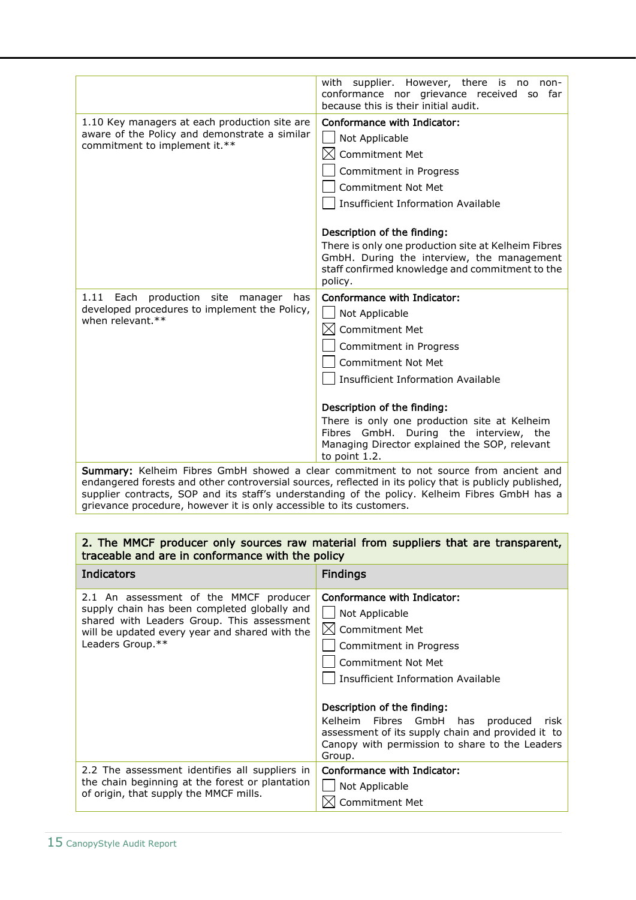| | |
|---|---|
| | with supplier. However, there is no non-conformance nor grievance received so far because this is their initial audit. |
| 1.10 Key managers at each production site are aware of the Policy and demonstrate a similar commitment to implement it.** | **Conformance with Indicator:**<br>☐ Not Applicable<br>☒ Commitment Met<br>☐ Commitment in Progress<br>☐ Commitment Not Met<br>☐ Insufficient Information Available<br><br>**Description of the finding:**<br>There is only one production site at Kelheim Fibres GmbH. During the interview, the management staff confirmed knowledge and commitment to the policy. |
| 1.11 Each production site manager has developed procedures to implement the Policy, when relevant.** | **Conformance with Indicator:**<br>☐ Not Applicable<br>☒ Commitment Met<br>☐ Commitment in Progress<br>☐ Commitment Not Met<br>☐ Insufficient Information Available<br><br>**Description of the finding:**<br>There is only one production site at Kelheim Fibres GmbH. During the interview, the Managing Director explained the SOP, relevant to point 1.2. |

**Summary:** Kelheim Fibres GmbH showed a clear commitment to not source from ancient and endangered forests and other controversial sources, reflected in its policy that is publicly published, supplier contracts, SOP and its staff's understanding of the policy. Kelheim Fibres GmbH has a grievance procedure, however it is only accessible to its customers.

**2. The MMCF producer only sources raw material from suppliers that are transparent, traceable and are in conformance with the policy**

| Indicators | Findings |
|---|---|
| 2.1 An assessment of the MMCF producer supply chain has been completed globally and shared with Leaders Group. This assessment will be updated every year and shared with the Leaders Group.** | **Conformance with Indicator:**<br>☐ Not Applicable<br>☒ Commitment Met<br>☐ Commitment in Progress<br>☐ Commitment Not Met<br>☐ Insufficient Information Available<br><br>**Description of the finding:**<br>Kelheim Fibres GmbH has produced risk assessment of its supply chain and provided it to Canopy with permission to share to the Leaders Group. |
| 2.2 The assessment identifies all suppliers in the chain beginning at the forest or plantation of origin, that supply the MMCF mills. | **Conformance with Indicator:**<br>☐ Not Applicable<br>☒ Commitment Met |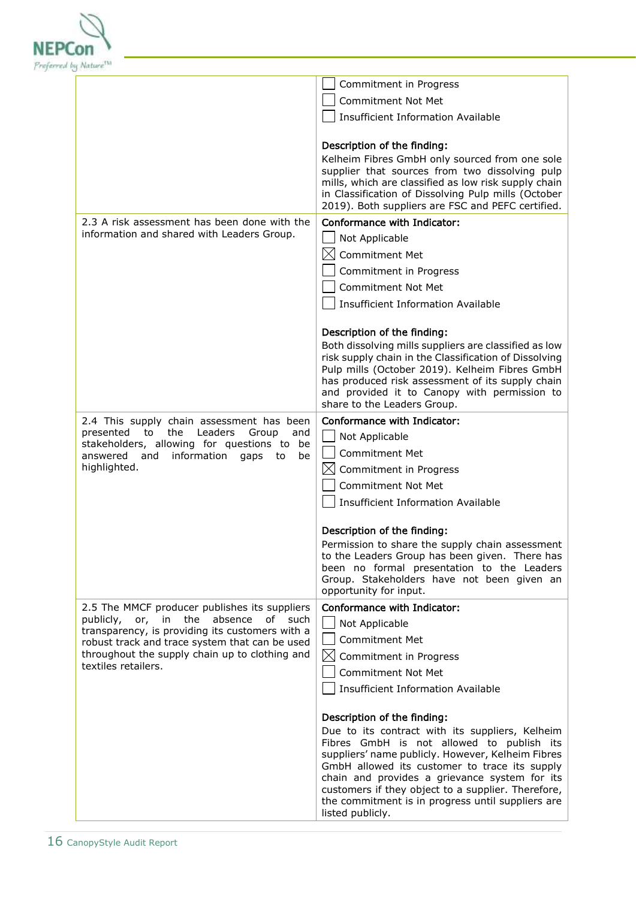| | |
|---|---|
| | ☐ Commitment in Progress<br>☐ Commitment Not Met<br>☐ Insufficient Information Available<br><br>**Description of the finding:**<br>Kelheim Fibres GmbH only sourced from one sole supplier that sources from two dissolving pulp mills, which are classified as low risk supply chain in Classification of Dissolving Pulp mills (October 2019). Both suppliers are FSC and PEFC certified. |
| 2.3 A risk assessment has been done with the information and shared with Leaders Group. | **Conformance with Indicator:**<br>☐ Not Applicable<br>☒ Commitment Met<br>☐ Commitment in Progress<br>☐ Commitment Not Met<br>☐ Insufficient Information Available<br><br>**Description of the finding:**<br>Both dissolving mills suppliers are classified as low risk supply chain in the Classification of Dissolving Pulp mills (October 2019). Kelheim Fibres GmbH has produced risk assessment of its supply chain and provided it to Canopy with permission to share to the Leaders Group. |
| 2.4 This supply chain assessment has been presented to the Leaders Group and stakeholders, allowing for questions to be answered and information gaps to be highlighted. | **Conformance with Indicator:**<br>☐ Not Applicable<br>☐ Commitment Met<br>☒ Commitment in Progress<br>☐ Commitment Not Met<br>☐ Insufficient Information Available<br><br>**Description of the finding:**<br>Permission to share the supply chain assessment to the Leaders Group has been given. There has been no formal presentation to the Leaders Group. Stakeholders have not been given an opportunity for input. |
| 2.5 The MMCF producer publishes its suppliers publicly, or, in the absence of such transparency, is providing its customers with a robust track and trace system that can be used throughout the supply chain up to clothing and textiles retailers. | **Conformance with Indicator:**<br>☐ Not Applicable<br>☐ Commitment Met<br>☒ Commitment in Progress<br>☐ Commitment Not Met<br>☐ Insufficient Information Available<br><br>**Description of the finding:**<br>Due to its contract with its suppliers, Kelheim Fibres GmbH is not allowed to publish its suppliers' name publicly. However, Kelheim Fibres GmbH allowed its customer to trace its supply chain and provides a grievance system for its customers if they object to a supplier. Therefore, the commitment is in progress until suppliers are listed publicly. |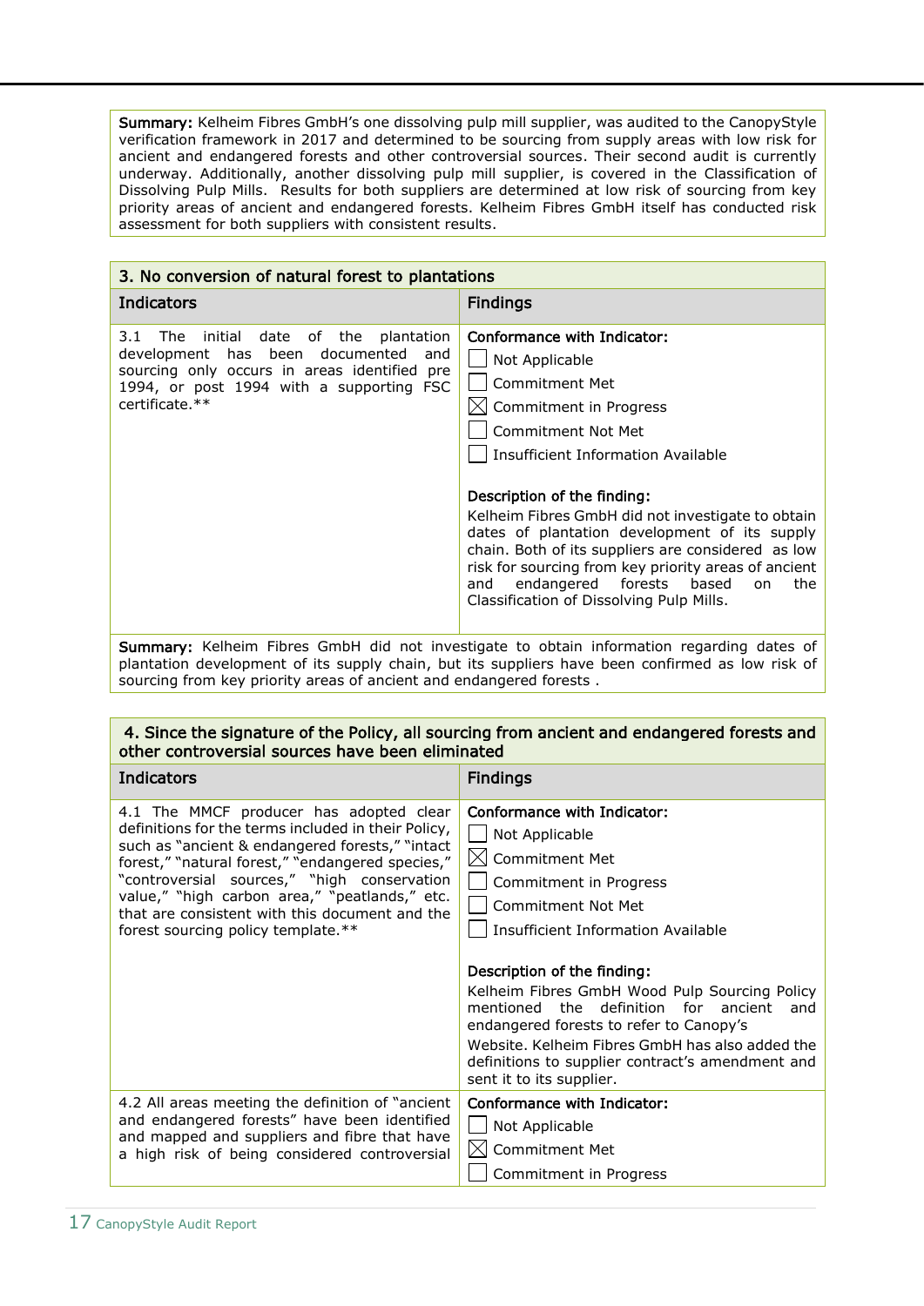**Summary:** Kelheim Fibres GmbH's one dissolving pulp mill supplier, was audited to the CanopyStyle verification framework in 2017 and determined to be sourcing from supply areas with low risk for ancient and endangered forests and other controversial sources. Their second audit is currently underway. Additionally, another dissolving pulp mill supplier, is covered in the Classification of Dissolving Pulp Mills. Results for both suppliers are determined at low risk of sourcing from key priority areas of ancient and endangered forests. Kelheim Fibres GmbH itself has conducted risk assessment for both suppliers with consistent results.

| 3. No conversion of natural forest to plantations | |
|---|---|
| **Indicators** | **Findings** |
| 3.1 The initial date of the plantation development has been documented and sourcing only occurs in areas identified pre 1994, or post 1994 with a supporting FSC certificate.** | **Conformance with Indicator:**<br>☐ Not Applicable<br>☐ Commitment Met<br>☒ Commitment in Progress<br>☐ Commitment Not Met<br>☐ Insufficient Information Available<br><br>**Description of the finding:**<br>Kelheim Fibres GmbH did not investigate to obtain dates of plantation development of its supply chain. Both of its suppliers are considered as low risk for sourcing from key priority areas of ancient and endangered forests based on the Classification of Dissolving Pulp Mills. |
| **Summary:** Kelheim Fibres GmbH did not investigate to obtain information regarding dates of plantation development of its supply chain, but its suppliers have been confirmed as low risk of sourcing from key priority areas of ancient and endangered forests . | |

| 4. Since the signature of the Policy, all sourcing from ancient and endangered forests and other controversial sources have been eliminated | |
|---|---|
| **Indicators** | **Findings** |
| 4.1 The MMCF producer has adopted clear definitions for the terms included in their Policy, such as "ancient & endangered forests," "intact forest," "natural forest," "endangered species," "controversial sources," "high conservation value," "high carbon area," "peatlands," etc. that are consistent with this document and the forest sourcing policy template.** | **Conformance with Indicator:**<br>☐ Not Applicable<br>☒ Commitment Met<br>☐ Commitment in Progress<br>☐ Commitment Not Met<br>☐ Insufficient Information Available<br><br>**Description of the finding:**<br>Kelheim Fibres GmbH Wood Pulp Sourcing Policy mentioned the definition for ancient and endangered forests to refer to Canopy's Website. Kelheim Fibres GmbH has also added the definitions to supplier contract's amendment and sent it to its supplier. |
| 4.2 All areas meeting the definition of "ancient and endangered forests" have been identified and mapped and suppliers and fibre that have a high risk of being considered controversial | **Conformance with Indicator:**<br>☐ Not Applicable<br>☒ Commitment Met<br>☐ Commitment in Progress |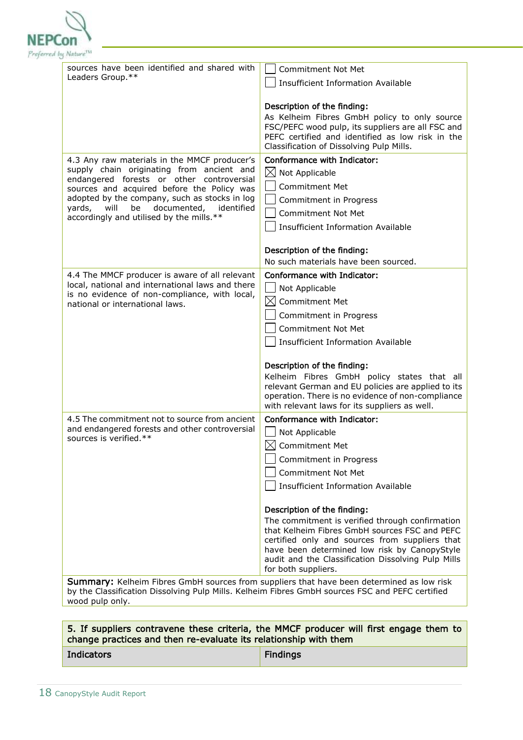| | |
|---|---|
| sources have been identified and shared with Leaders Group.** | ☐ Commitment Not Met<br>☐ Insufficient Information Available<br><br>**Description of the finding:**<br>As Kelheim Fibres GmbH policy to only source FSC/PEFC wood pulp, its suppliers are all FSC and PEFC certified and identified as low risk in the Classification of Dissolving Pulp Mills. |
| 4.3 Any raw materials in the MMCF producer's supply chain originating from ancient and endangered forests or other controversial sources and acquired before the Policy was adopted by the company, such as stocks in log yards, will be documented, identified accordingly and utilised by the mills.** | **Conformance with Indicator:**<br>☒ Not Applicable<br>☐ Commitment Met<br>☐ Commitment in Progress<br>☐ Commitment Not Met<br>☐ Insufficient Information Available<br><br>**Description of the finding:**<br>No such materials have been sourced. |
| 4.4 The MMCF producer is aware of all relevant local, national and international laws and there is no evidence of non-compliance, with local, national or international laws. | **Conformance with Indicator:**<br>☐ Not Applicable<br>☒ Commitment Met<br>☐ Commitment in Progress<br>☐ Commitment Not Met<br>☐ Insufficient Information Available<br><br>**Description of the finding:**<br>Kelheim Fibres GmbH policy states that all relevant German and EU policies are applied to its operation. There is no evidence of non-compliance with relevant laws for its suppliers as well. |
| 4.5 The commitment not to source from ancient and endangered forests and other controversial sources is verified.** | **Conformance with Indicator:**<br>☐ Not Applicable<br>☒ Commitment Met<br>☐ Commitment in Progress<br>☐ Commitment Not Met<br>☐ Insufficient Information Available<br><br>**Description of the finding:**<br>The commitment is verified through confirmation that Kelheim Fibres GmbH sources FSC and PEFC certified only and sources from suppliers that have been determined low risk by CanopyStyle audit and the Classification Dissolving Pulp Mills for both suppliers. |

**Summary:** Kelheim Fibres GmbH sources from suppliers that have been determined as low risk by the Classification Dissolving Pulp Mills. Kelheim Fibres GmbH sources FSC and PEFC certified wood pulp only.

**5. If suppliers contravene these criteria, the MMCF producer will first engage them to change practices and then re-evaluate its relationship with them**

| Indicators | Findings |
|---|---|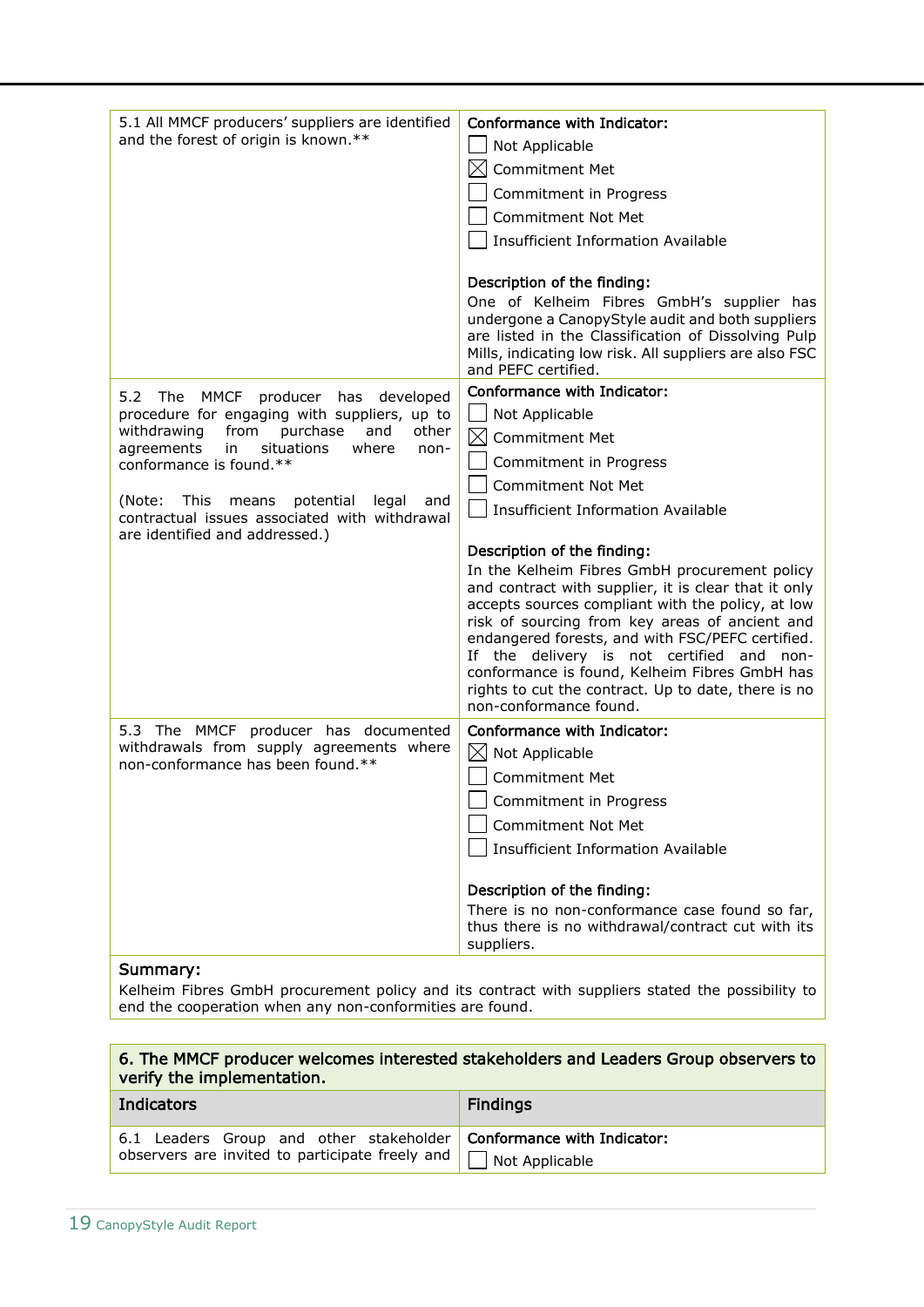| | |
|---|---|
| 5.1 All MMCF producers' suppliers are identified and the forest of origin is known.** | **Conformance with Indicator:**<br>☐ Not Applicable<br>☒ Commitment Met<br>☐ Commitment in Progress<br>☐ Commitment Not Met<br>☐ Insufficient Information Available<br><br>**Description of the finding:**<br>One of Kelheim Fibres GmbH's supplier has undergone a CanopyStyle audit and both suppliers are listed in the Classification of Dissolving Pulp Mills, indicating low risk. All suppliers are also FSC and PEFC certified. |
| 5.2 The MMCF producer has developed procedure for engaging with suppliers, up to withdrawing from purchase and other agreements in situations where non-conformance is found.**<br><br>(Note: This means potential legal and contractual issues associated with withdrawal are identified and addressed.) | **Conformance with Indicator:**<br>☐ Not Applicable<br>☒ Commitment Met<br>☐ Commitment in Progress<br>☐ Commitment Not Met<br>☐ Insufficient Information Available<br><br>**Description of the finding:**<br>In the Kelheim Fibres GmbH procurement policy and contract with supplier, it is clear that it only accepts sources compliant with the policy, at low risk of sourcing from key areas of ancient and endangered forests, and with FSC/PEFC certified. If the delivery is not certified and non-conformance is found, Kelheim Fibres GmbH has rights to cut the contract. Up to date, there is no non-conformance found. |
| 5.3 The MMCF producer has documented withdrawals from supply agreements where non-conformance has been found.** | **Conformance with Indicator:**<br>☒ Not Applicable<br>☐ Commitment Met<br>☐ Commitment in Progress<br>☐ Commitment Not Met<br>☐ Insufficient Information Available<br><br>**Description of the finding:**<br>There is no non-conformance case found so far, thus there is no withdrawal/contract cut with its suppliers. |
| **Summary:**<br>Kelheim Fibres GmbH procurement policy and its contract with suppliers stated the possibility to end the cooperation when any non-conformities are found. | |

| **6. The MMCF producer welcomes interested stakeholders and Leaders Group observers to verify the implementation.** | |
|---|---|
| **Indicators** | **Findings** |
| 6.1 Leaders Group and other stakeholder observers are invited to participate freely and | **Conformance with Indicator:**<br>☐ Not Applicable |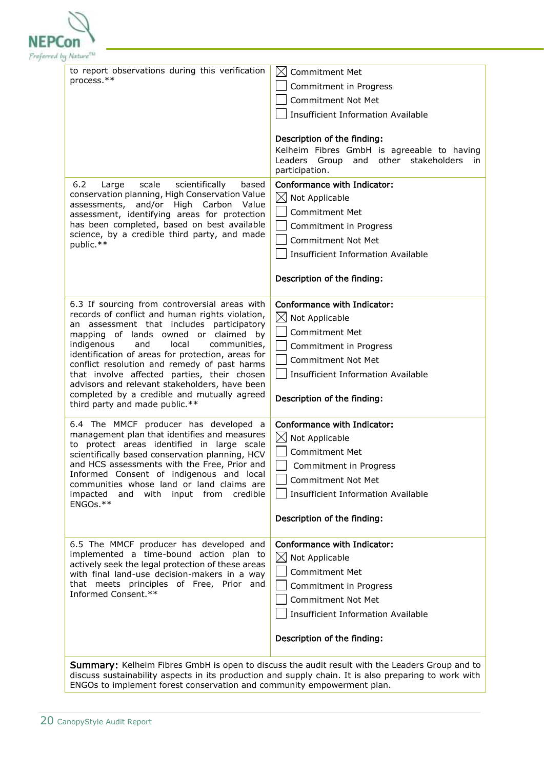| | |
|---|---|
| to report observations during this verification process.** | ☒ Commitment Met<br>☐ Commitment in Progress<br>☐ Commitment Not Met<br>☐ Insufficient Information Available<br><br>**Description of the finding:**<br>Kelheim Fibres GmbH is agreeable to having Leaders Group and other stakeholders in participation. |
| 6.2 Large scale scientifically based conservation planning, High Conservation Value assessments, and/or High Carbon Value assessment, identifying areas for protection has been completed, based on best available science, by a credible third party, and made public.** | **Conformance with Indicator:**<br>☒ Not Applicable<br>☐ Commitment Met<br>☐ Commitment in Progress<br>☐ Commitment Not Met<br>☐ Insufficient Information Available<br><br>**Description of the finding:** |
| 6.3 If sourcing from controversial areas with records of conflict and human rights violation, an assessment that includes participatory mapping of lands owned or claimed by indigenous and local communities, identification of areas for protection, areas for conflict resolution and remedy of past harms that involve affected parties, their chosen advisors and relevant stakeholders, have been completed by a credible and mutually agreed third party and made public.** | **Conformance with Indicator:**<br>☒ Not Applicable<br>☐ Commitment Met<br>☐ Commitment in Progress<br>☐ Commitment Not Met<br>☐ Insufficient Information Available<br><br>**Description of the finding:** |
| 6.4 The MMCF producer has developed a management plan that identifies and measures to protect areas identified in large scale scientifically based conservation planning, HCV and HCS assessments with the Free, Prior and Informed Consent of indigenous and local communities whose land or land claims are impacted and with input from credible ENGOs.** | **Conformance with Indicator:**<br>☒ Not Applicable<br>☐ Commitment Met<br>☐ Commitment in Progress<br>☐ Commitment Not Met<br>☐ Insufficient Information Available<br><br>**Description of the finding:** |
| 6.5 The MMCF producer has developed and implemented a time-bound action plan to actively seek the legal protection of these areas with final land-use decision-makers in a way that meets principles of Free, Prior and Informed Consent.** | **Conformance with Indicator:**<br>☒ Not Applicable<br>☐ Commitment Met<br>☐ Commitment in Progress<br>☐ Commitment Not Met<br>☐ Insufficient Information Available<br><br>**Description of the finding:** |
| **Summary:** Kelheim Fibres GmbH is open to discuss the audit result with the Leaders Group and to discuss sustainability aspects in its production and supply chain. It is also preparing to work with ENGOs to implement forest conservation and community empowerment plan. | |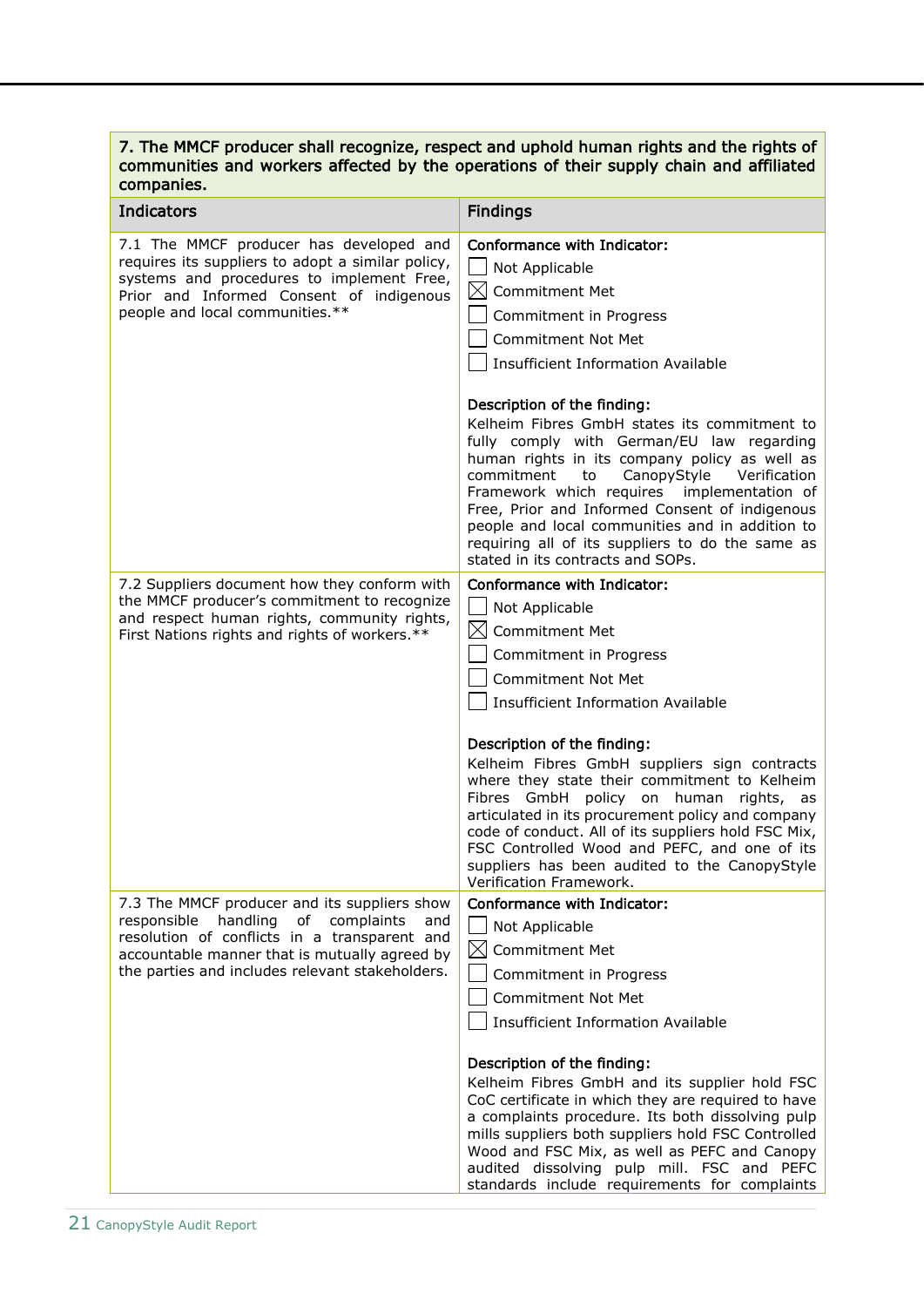| 7. The MMCF producer shall recognize, respect and uphold human rights and the rights of communities and workers affected by the operations of their supply chain and affiliated companies. | |
|---|---|
| **Indicators** | **Findings** |
| 7.1 The MMCF producer has developed and requires its suppliers to adopt a similar policy, systems and procedures to implement Free, Prior and Informed Consent of indigenous people and local communities.** | **Conformance with Indicator:**<br>☐ Not Applicable<br>☒ Commitment Met<br>☐ Commitment in Progress<br>☐ Commitment Not Met<br>☐ Insufficient Information Available<br><br>**Description of the finding:**<br>Kelheim Fibres GmbH states its commitment to fully comply with German/EU law regarding human rights in its company policy as well as commitment to CanopyStyle Verification Framework which requires implementation of Free, Prior and Informed Consent of indigenous people and local communities and in addition to requiring all of its suppliers to do the same as stated in its contracts and SOPs. |
| 7.2 Suppliers document how they conform with the MMCF producer's commitment to recognize and respect human rights, community rights, First Nations rights and rights of workers.** | **Conformance with Indicator:**<br>☐ Not Applicable<br>☒ Commitment Met<br>☐ Commitment in Progress<br>☐ Commitment Not Met<br>☐ Insufficient Information Available<br><br>**Description of the finding:**<br>Kelheim Fibres GmbH suppliers sign contracts where they state their commitment to Kelheim Fibres GmbH policy on human rights, as articulated in its procurement policy and company code of conduct. All of its suppliers hold FSC Mix, FSC Controlled Wood and PEFC, and one of its suppliers has been audited to the CanopyStyle Verification Framework. |
| 7.3 The MMCF producer and its suppliers show responsible handling of complaints and resolution of conflicts in a transparent and accountable manner that is mutually agreed by the parties and includes relevant stakeholders. | **Conformance with Indicator:**<br>☐ Not Applicable<br>☒ Commitment Met<br>☐ Commitment in Progress<br>☐ Commitment Not Met<br>☐ Insufficient Information Available<br><br>**Description of the finding:**<br>Kelheim Fibres GmbH and its supplier hold FSC CoC certificate in which they are required to have a complaints procedure. Its both dissolving pulp mills suppliers both suppliers hold FSC Controlled Wood and FSC Mix, as well as PEFC and Canopy audited dissolving pulp mill. FSC and PEFC standards include requirements for complaints |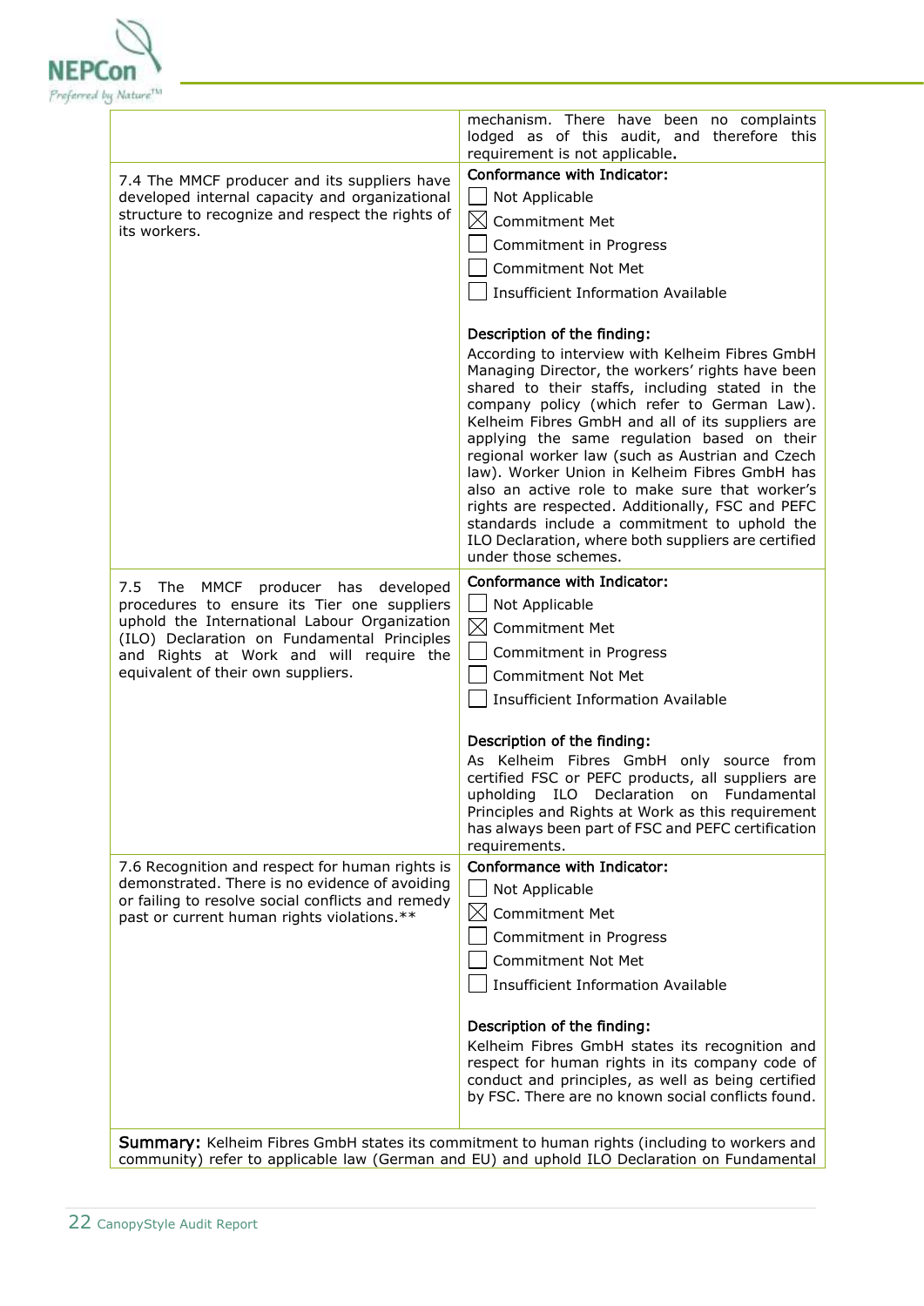| | |
|---|---|
| | mechanism. There have been no complaints lodged as of this audit, and therefore this requirement is not applicable. |
| 7.4 The MMCF producer and its suppliers have developed internal capacity and organizational structure to recognize and respect the rights of its workers. | **Conformance with Indicator:**<br>☐ Not Applicable<br>☒ Commitment Met<br>☐ Commitment in Progress<br>☐ Commitment Not Met<br>☐ Insufficient Information Available<br><br>**Description of the finding:**<br>According to interview with Kelheim Fibres GmbH Managing Director, the workers' rights have been shared to their staffs, including stated in the company policy (which refer to German Law). Kelheim Fibres GmbH and all of its suppliers are applying the same regulation based on their regional worker law (such as Austrian and Czech law). Worker Union in Kelheim Fibres GmbH has also an active role to make sure that worker's rights are respected. Additionally, FSC and PEFC standards include a commitment to uphold the ILO Declaration, where both suppliers are certified under those schemes. |
| 7.5 The MMCF producer has developed procedures to ensure its Tier one suppliers uphold the International Labour Organization (ILO) Declaration on Fundamental Principles and Rights at Work and will require the equivalent of their own suppliers. | **Conformance with Indicator:**<br>☐ Not Applicable<br>☒ Commitment Met<br>☐ Commitment in Progress<br>☐ Commitment Not Met<br>☐ Insufficient Information Available<br><br>**Description of the finding:**<br>As Kelheim Fibres GmbH only source from certified FSC or PEFC products, all suppliers are upholding ILO Declaration on Fundamental Principles and Rights at Work as this requirement has always been part of FSC and PEFC certification requirements. |
| 7.6 Recognition and respect for human rights is demonstrated. There is no evidence of avoiding or failing to resolve social conflicts and remedy past or current human rights violations.** | **Conformance with Indicator:**<br>☐ Not Applicable<br>☒ Commitment Met<br>☐ Commitment in Progress<br>☐ Commitment Not Met<br>☐ Insufficient Information Available<br><br>**Description of the finding:**<br>Kelheim Fibres GmbH states its recognition and respect for human rights in its company code of conduct and principles, as well as being certified by FSC. There are no known social conflicts found. |
| **Summary:** Kelheim Fibres GmbH states its commitment to human rights (including to workers and community) refer to applicable law (German and EU) and uphold ILO Declaration on Fundamental | |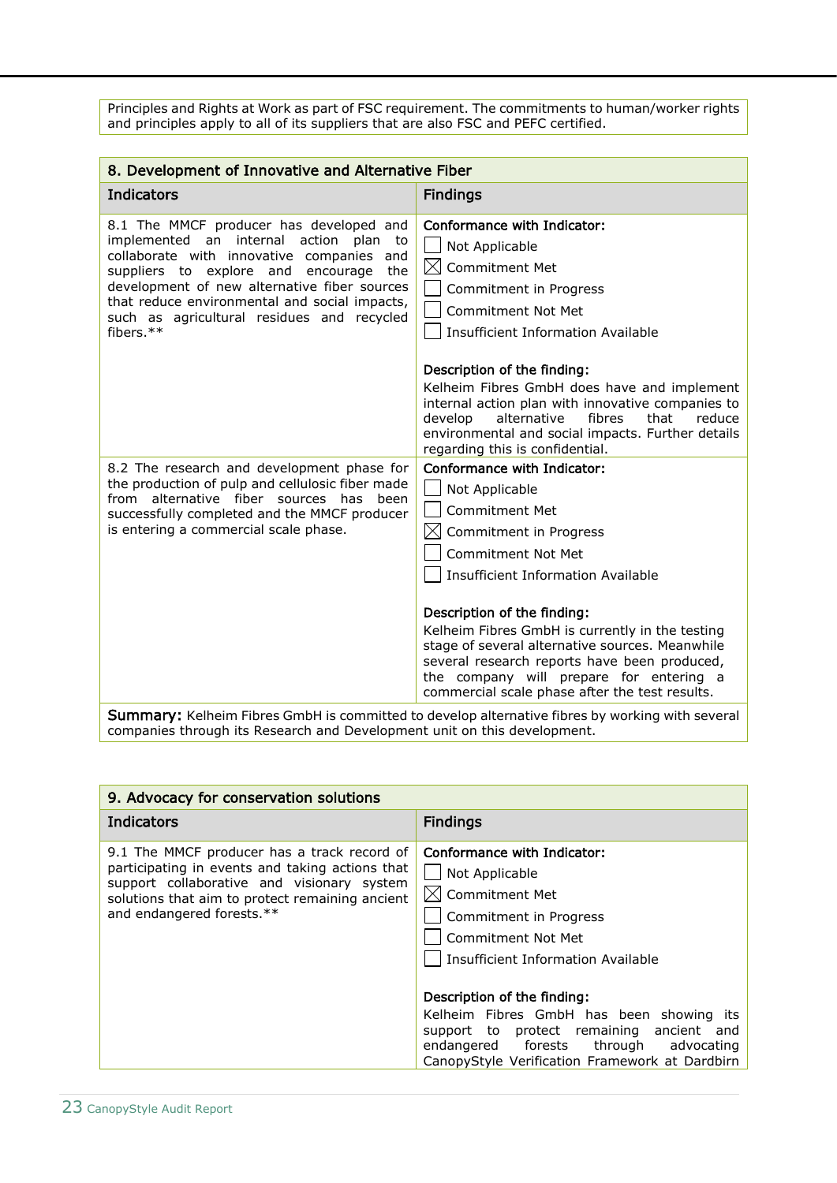| Principles and Rights at Work as part of FSC requirement. The commitments to human/worker rights and principles apply to all of its suppliers that are also FSC and PEFC certified. |
|---|

| 8. Development of Innovative and Alternative Fiber | |
|---|---|
| **Indicators** | **Findings** |
| 8.1 The MMCF producer has developed and implemented an internal action plan to collaborate with innovative companies and suppliers to explore and encourage the development of new alternative fiber sources that reduce environmental and social impacts, such as agricultural residues and recycled fibers.** | **Conformance with Indicator:**<br>☐ Not Applicable<br>☒ Commitment Met<br>☐ Commitment in Progress<br>☐ Commitment Not Met<br>☐ Insufficient Information Available<br><br>**Description of the finding:**<br>Kelheim Fibres GmbH does have and implement internal action plan with innovative companies to develop alternative fibres that reduce environmental and social impacts. Further details regarding this is confidential. |
| 8.2 The research and development phase for the production of pulp and cellulosic fiber made from alternative fiber sources has been successfully completed and the MMCF producer is entering a commercial scale phase. | **Conformance with Indicator:**<br>☐ Not Applicable<br>☐ Commitment Met<br>☒ Commitment in Progress<br>☐ Commitment Not Met<br>☐ Insufficient Information Available<br><br>**Description of the finding:**<br>Kelheim Fibres GmbH is currently in the testing stage of several alternative sources. Meanwhile several research reports have been produced, the company will prepare for entering a commercial scale phase after the test results. |
| **Summary:** Kelheim Fibres GmbH is committed to develop alternative fibres by working with several companies through its Research and Development unit on this development. | |

| 9. Advocacy for conservation solutions | |
|---|---|
| **Indicators** | **Findings** |
| 9.1 The MMCF producer has a track record of participating in events and taking actions that support collaborative and visionary system solutions that aim to protect remaining ancient and endangered forests.** | **Conformance with Indicator:**<br>☐ Not Applicable<br>☒ Commitment Met<br>☐ Commitment in Progress<br>☐ Commitment Not Met<br>☐ Insufficient Information Available<br><br>**Description of the finding:**<br>Kelheim Fibres GmbH has been showing its support to protect remaining ancient and endangered forests through advocating CanopyStyle Verification Framework at Dardbirn |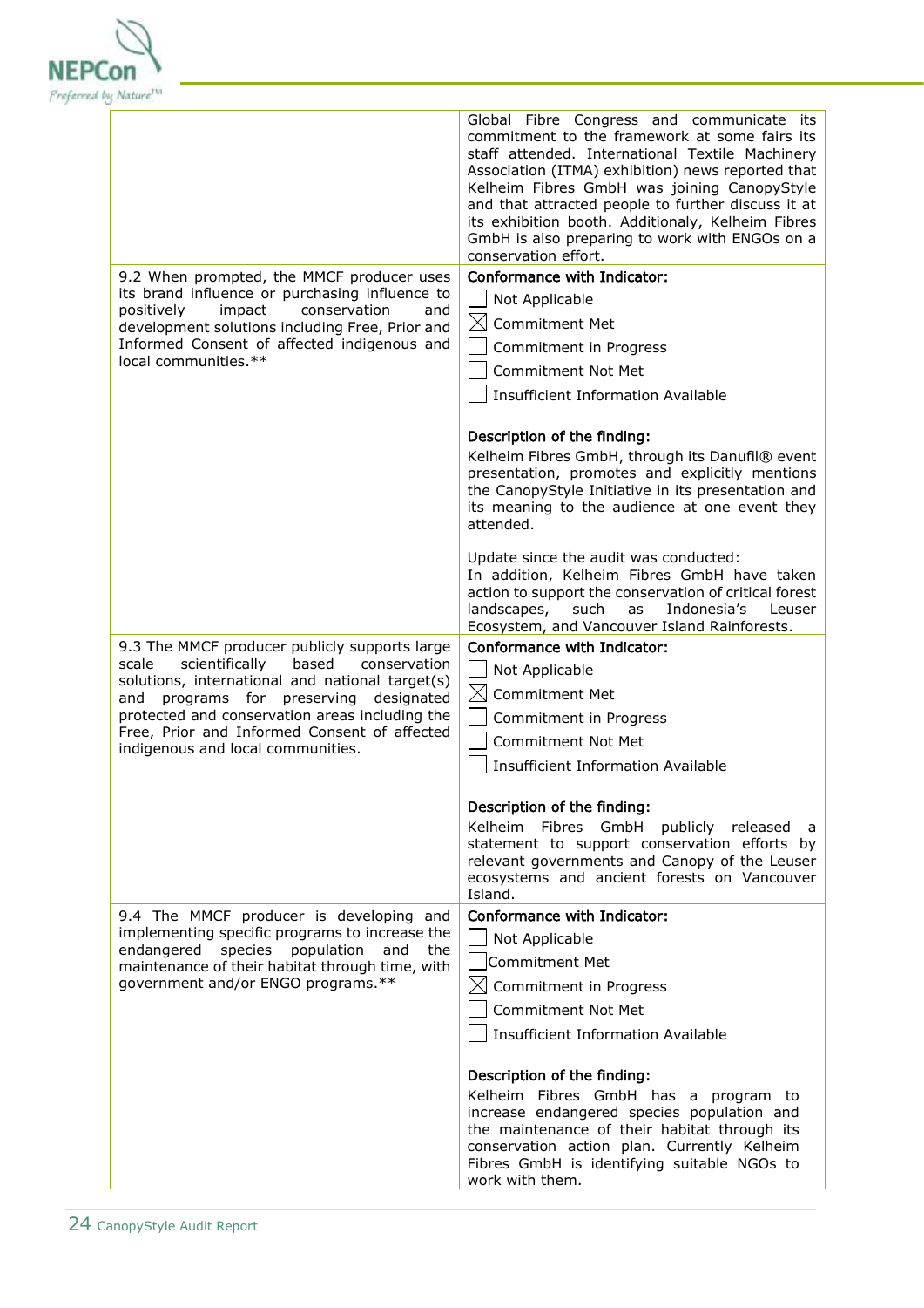| | |
|---|---|
| | Global Fibre Congress and communicate its commitment to the framework at some fairs its staff attended. International Textile Machinery Association (ITMA) exhibition) news reported that Kelheim Fibres GmbH was joining CanopyStyle and that attracted people to further discuss it at its exhibition booth. Additionaly, Kelheim Fibres GmbH is also preparing to work with ENGOs on a conservation effort. |
| 9.2 When prompted, the MMCF producer uses its brand influence or purchasing influence to positively impact conservation and development solutions including Free, Prior and Informed Consent of affected indigenous and local communities.** | **Conformance with Indicator:**<br>☐ Not Applicable<br>☒ Commitment Met<br>☐ Commitment in Progress<br>☐ Commitment Not Met<br>☐ Insufficient Information Available<br><br>**Description of the finding:**<br>Kelheim Fibres GmbH, through its Danufil® event presentation, promotes and explicitly mentions the CanopyStyle Initiative in its presentation and its meaning to the audience at one event they attended.<br><br>Update since the audit was conducted:<br>In addition, Kelheim Fibres GmbH have taken action to support the conservation of critical forest landscapes, such as Indonesia's Leuser Ecosystem, and Vancouver Island Rainforests. |
| 9.3 The MMCF producer publicly supports large scale scientifically based conservation solutions, international and national target(s) and programs for preserving designated protected and conservation areas including the Free, Prior and Informed Consent of affected indigenous and local communities. | **Conformance with Indicator:**<br>☐ Not Applicable<br>☒ Commitment Met<br>☐ Commitment in Progress<br>☐ Commitment Not Met<br>☐ Insufficient Information Available<br><br>**Description of the finding:**<br>Kelheim Fibres GmbH publicly released a statement to support conservation efforts by relevant governments and Canopy of the Leuser ecosystems and ancient forests on Vancouver Island. |
| 9.4 The MMCF producer is developing and implementing specific programs to increase the endangered species population and the maintenance of their habitat through time, with government and/or ENGO programs.** | **Conformance with Indicator:**<br>☐ Not Applicable<br>☐ Commitment Met<br>☒ Commitment in Progress<br>☐ Commitment Not Met<br>☐ Insufficient Information Available<br><br>**Description of the finding:**<br>Kelheim Fibres GmbH has a program to increase endangered species population and the maintenance of their habitat through its conservation action plan. Currently Kelheim Fibres GmbH is identifying suitable NGOs to work with them. |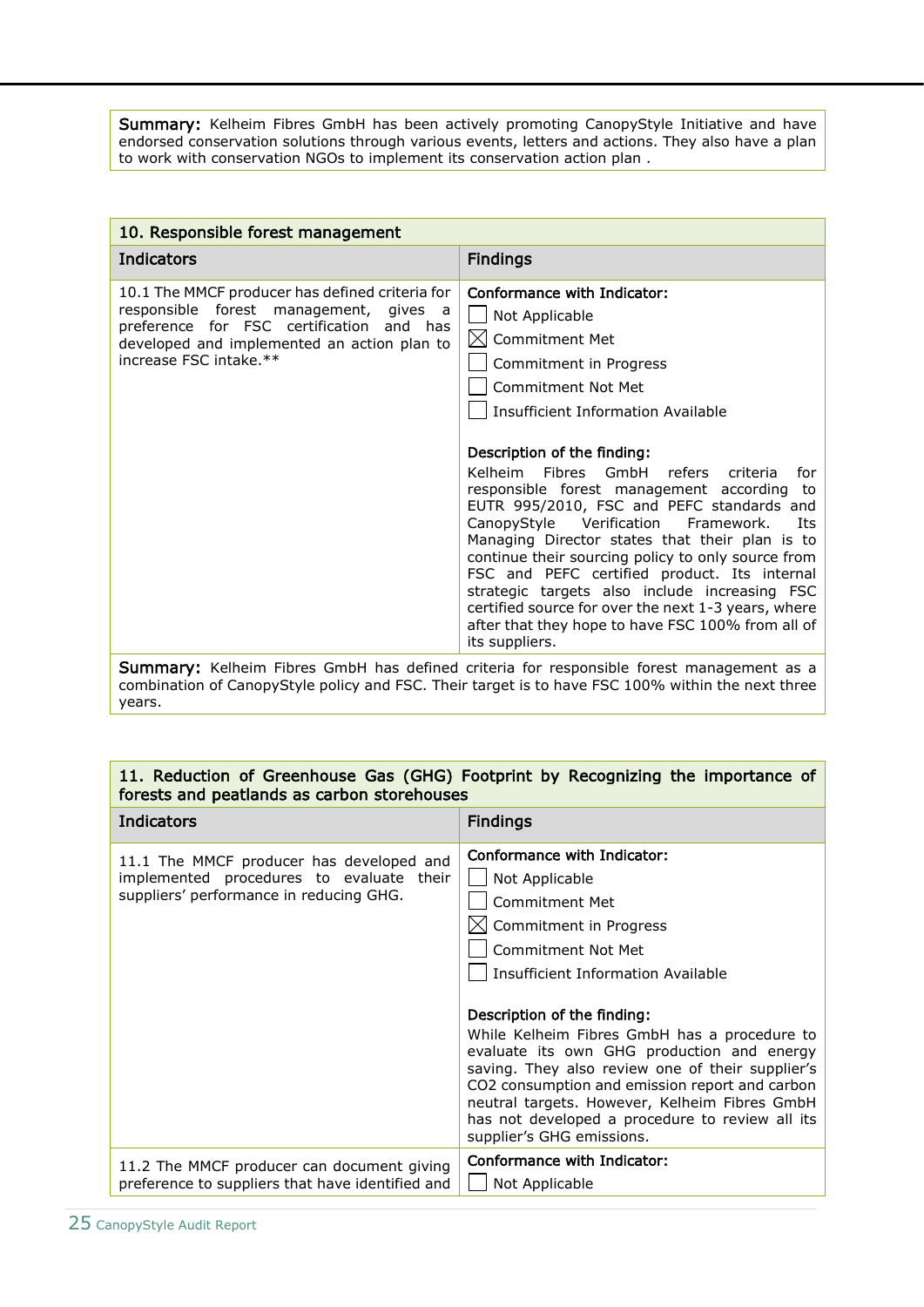**Summary:** Kelheim Fibres GmbH has been actively promoting CanopyStyle Initiative and have endorsed conservation solutions through various events, letters and actions. They also have a plan to work with conservation NGOs to implement its conservation action plan .

| 10. Responsible forest management | |
|---|---|
| **Indicators** | **Findings** |
| 10.1 The MMCF producer has defined criteria for responsible forest management, gives a preference for FSC certification and has developed and implemented an action plan to increase FSC intake.** | **Conformance with Indicator:**<br>☐ Not Applicable<br>☒ Commitment Met<br>☐ Commitment in Progress<br>☐ Commitment Not Met<br>☐ Insufficient Information Available<br><br>**Description of the finding:**<br>Kelheim Fibres GmbH refers criteria for responsible forest management according to EUTR 995/2010, FSC and PEFC standards and CanopyStyle Verification Framework. Its Managing Director states that their plan is to continue their sourcing policy to only source from FSC and PEFC certified product. Its internal strategic targets also include increasing FSC certified source for over the next 1-3 years, where after that they hope to have FSC 100% from all of its suppliers. |
| **Summary:** Kelheim Fibres GmbH has defined criteria for responsible forest management as a combination of CanopyStyle policy and FSC. Their target is to have FSC 100% within the next three years. | |

| 11. Reduction of Greenhouse Gas (GHG) Footprint by Recognizing the importance of forests and peatlands as carbon storehouses | |
|---|---|
| **Indicators** | **Findings** |
| 11.1 The MMCF producer has developed and implemented procedures to evaluate their suppliers' performance in reducing GHG. | **Conformance with Indicator:**<br>☐ Not Applicable<br>☐ Commitment Met<br>☒ Commitment in Progress<br>☐ Commitment Not Met<br>☐ Insufficient Information Available<br><br>**Description of the finding:**<br>While Kelheim Fibres GmbH has a procedure to evaluate its own GHG production and energy saving. They also review one of their supplier's CO2 consumption and emission report and carbon neutral targets. However, Kelheim Fibres GmbH has not developed a procedure to review all its supplier's GHG emissions. |
| 11.2 The MMCF producer can document giving preference to suppliers that have identified and | **Conformance with Indicator:**<br>☐ Not Applicable |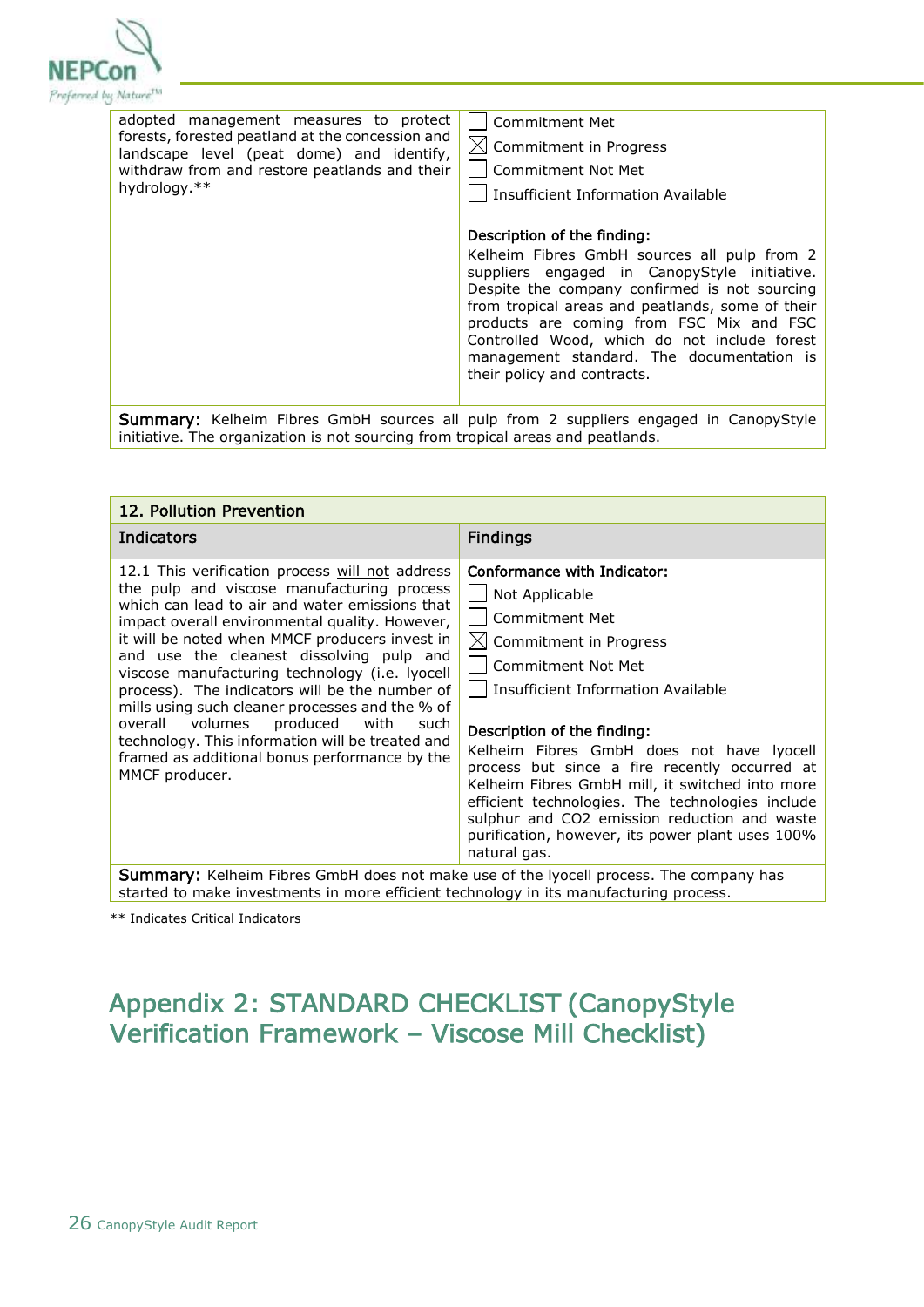| | |
|---|---|
| adopted management measures to protect forests, forested peatland at the concession and landscape level (peat dome) and identify, withdraw from and restore peatlands and their hydrology.** | ☐ Commitment Met<br>☒ Commitment in Progress<br>☐ Commitment Not Met<br>☐ Insufficient Information Available<br><br>**Description of the finding:**<br>Kelheim Fibres GmbH sources all pulp from 2 suppliers engaged in CanopyStyle initiative. Despite the company confirmed is not sourcing from tropical areas and peatlands, some of their products are coming from FSC Mix and FSC Controlled Wood, which do not include forest management standard. The documentation is their policy and contracts. |
| **Summary:** Kelheim Fibres GmbH sources all pulp from 2 suppliers engaged in CanopyStyle initiative. The organization is not sourcing from tropical areas and peatlands. | |

| 12. Pollution Prevention | |
|---|---|
| **Indicators** | **Findings** |
| 12.1 This verification process will not address the pulp and viscose manufacturing process which can lead to air and water emissions that impact overall environmental quality. However, it will be noted when MMCF producers invest in and use the cleanest dissolving pulp and viscose manufacturing technology (i.e. lyocell process). The indicators will be the number of mills using such cleaner processes and the % of overall volumes produced with such technology. This information will be treated and framed as additional bonus performance by the MMCF producer. | **Conformance with Indicator:**<br>☐ Not Applicable<br>☐ Commitment Met<br>☒ Commitment in Progress<br>☐ Commitment Not Met<br>☐ Insufficient Information Available<br><br>**Description of the finding:**<br>Kelheim Fibres GmbH does not have lyocell process but since a fire recently occurred at Kelheim Fibres GmbH mill, it switched into more efficient technologies. The technologies include sulphur and $CO_2$ emission reduction and waste purification, however, its power plant uses 100% natural gas. |
| **Summary:** Kelheim Fibres GmbH does not make use of the lyocell process. The company has started to make investments in more efficient technology in its manufacturing process. | |

** Indicates Critical Indicators

# Appendix 2: STANDARD CHECKLIST (CanopyStyle Verification Framework – Viscose Mill Checklist)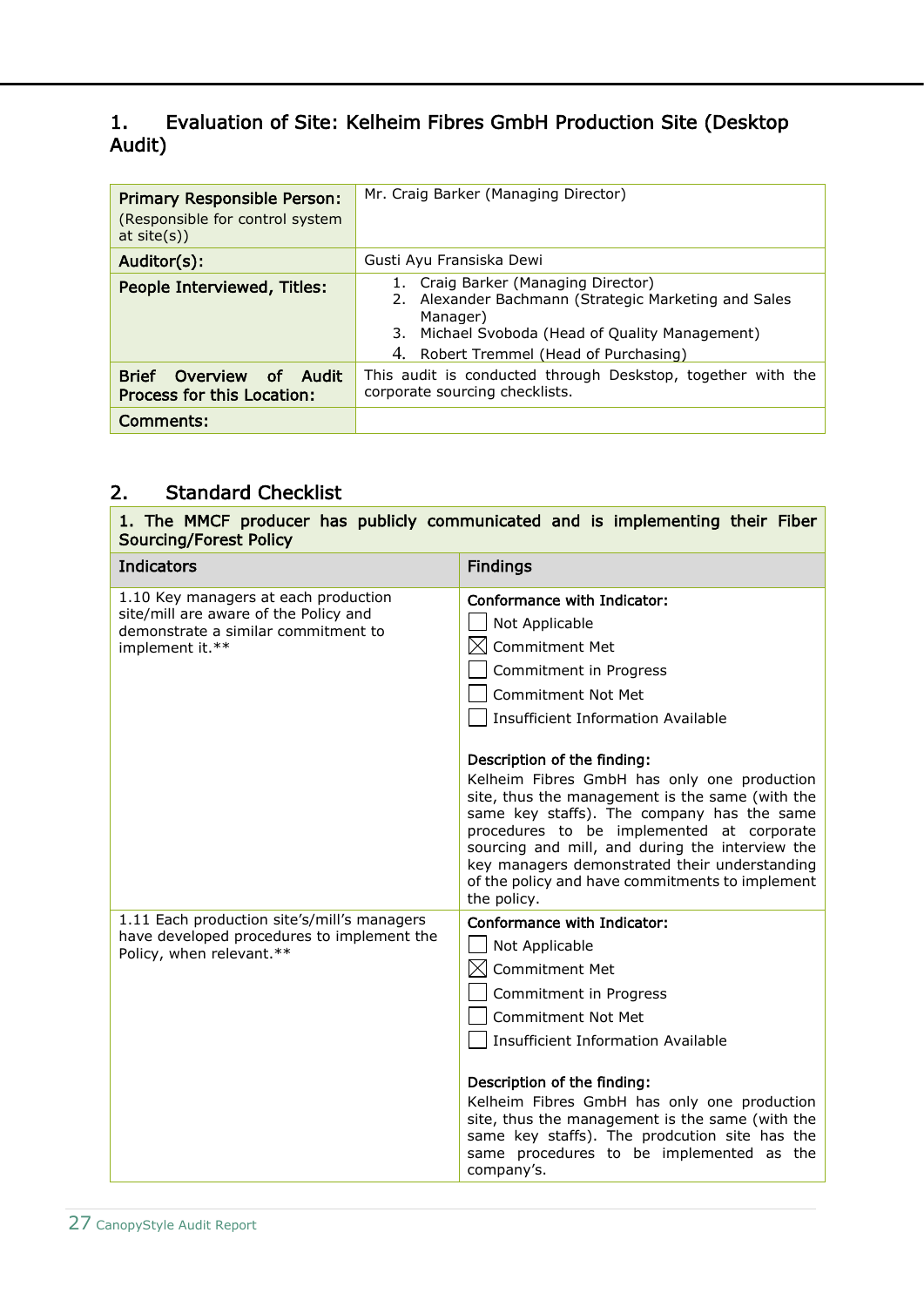## 1. Evaluation of Site: Kelheim Fibres GmbH Production Site (Desktop Audit)

| | |
|---|---|
| **Primary Responsible Person:** (Responsible for control system at site(s)) | Mr. Craig Barker (Managing Director) |
| **Auditor(s):** | Gusti Ayu Fransiska Dewi |
| **People Interviewed, Titles:** | 1. Craig Barker (Managing Director)<br>2. Alexander Bachmann (Strategic Marketing and Sales Manager)<br>3. Michael Svoboda (Head of Quality Management)<br>4. Robert Tremmel (Head of Purchasing) |
| **Brief Overview of Audit Process for this Location:** | This audit is conducted through Desktop, together with the corporate sourcing checklists. |
| **Comments:** | |

## 2. Standard Checklist

| **1. The MMCF producer has publicly communicated and is implementing their Fiber Sourcing/Forest Policy** | |
|---|---|
| **Indicators** | **Findings** |
| 1.10 Key managers at each production site/mill are aware of the Policy and demonstrate a similar commitment to implement it.** | **Conformance with Indicator:**<br>☐ Not Applicable<br>☒ Commitment Met<br>☐ Commitment in Progress<br>☐ Commitment Not Met<br>☐ Insufficient Information Available<br><br>**Description of the finding:**<br>Kelheim Fibres GmbH has only one production site, thus the management is the same (with the same key staffs). The company has the same procedures to be implemented at corporate sourcing and mill, and during the interview the key managers demonstrated their understanding of the policy and have commitments to implement the policy. |
| 1.11 Each production site's/mill's managers have developed procedures to implement the Policy, when relevant.** | **Conformance with Indicator:**<br>☐ Not Applicable<br>☒ Commitment Met<br>☐ Commitment in Progress<br>☐ Commitment Not Met<br>☐ Insufficient Information Available<br><br>**Description of the finding:**<br>Kelheim Fibres GmbH has only one production site, thus the management is the same (with the same key staffs). The prodcution site has the same procedures to be implemented as the company's. |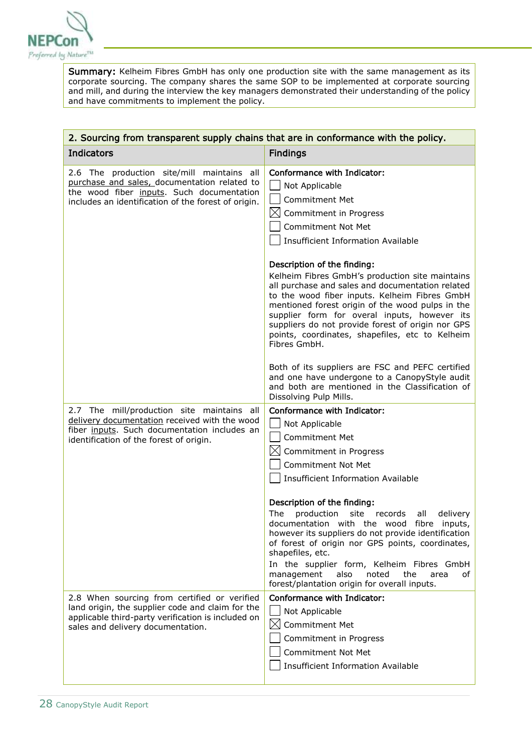**Summary:** Kelheim Fibres GmbH has only one production site with the same management as its corporate sourcing. The company shares the same SOP to be implemented at corporate sourcing and mill, and during the interview the key managers demonstrated their understanding of the policy and have commitments to implement the policy.

| 2. Sourcing from transparent supply chains that are in conformance with the policy. | |
|---|---|
| **Indicators** | **Findings** |
| 2.6 The production site/mill maintains all purchase and sales, documentation related to the wood fiber inputs. Such documentation includes an identification of the forest of origin. | **Conformance with Indicator:**<br>☐ Not Applicable<br>☐ Commitment Met<br>☒ Commitment in Progress<br>☐ Commitment Not Met<br>☐ Insufficient Information Available<br><br>**Description of the finding:**<br>Kelheim Fibres GmbH's production site maintains all purchase and sales and documentation related to the wood fiber inputs. Kelheim Fibres GmbH mentioned forest origin of the wood pulps in the supplier form for overal inputs, however its suppliers do not provide forest of origin nor GPS points, coordinates, shapefiles, etc to Kelheim Fibres GmbH.<br><br>Both of its suppliers are FSC and PEFC certified and one have undergone to a CanopyStyle audit and both are mentioned in the Classification of Dissolving Pulp Mills. |
| 2.7 The mill/production site maintains all delivery documentation received with the wood fiber inputs. Such documentation includes an identification of the forest of origin. | **Conformance with Indicator:**<br>☐ Not Applicable<br>☐ Commitment Met<br>☒ Commitment in Progress<br>☐ Commitment Not Met<br>☐ Insufficient Information Available<br><br>**Description of the finding:**<br>The production site records all delivery documentation with the wood fibre inputs, however its suppliers do not provide identification of forest of origin nor GPS points, coordinates, shapefiles, etc.<br>In the supplier form, Kelheim Fibres GmbH management also noted the area of forest/plantation origin for overall inputs. |
| 2.8 When sourcing from certified or verified land origin, the supplier code and claim for the applicable third-party verification is included on sales and delivery documentation. | **Conformance with Indicator:**<br>☐ Not Applicable<br>☒ Commitment Met<br>☐ Commitment in Progress<br>☐ Commitment Not Met<br>☐ Insufficient Information Available |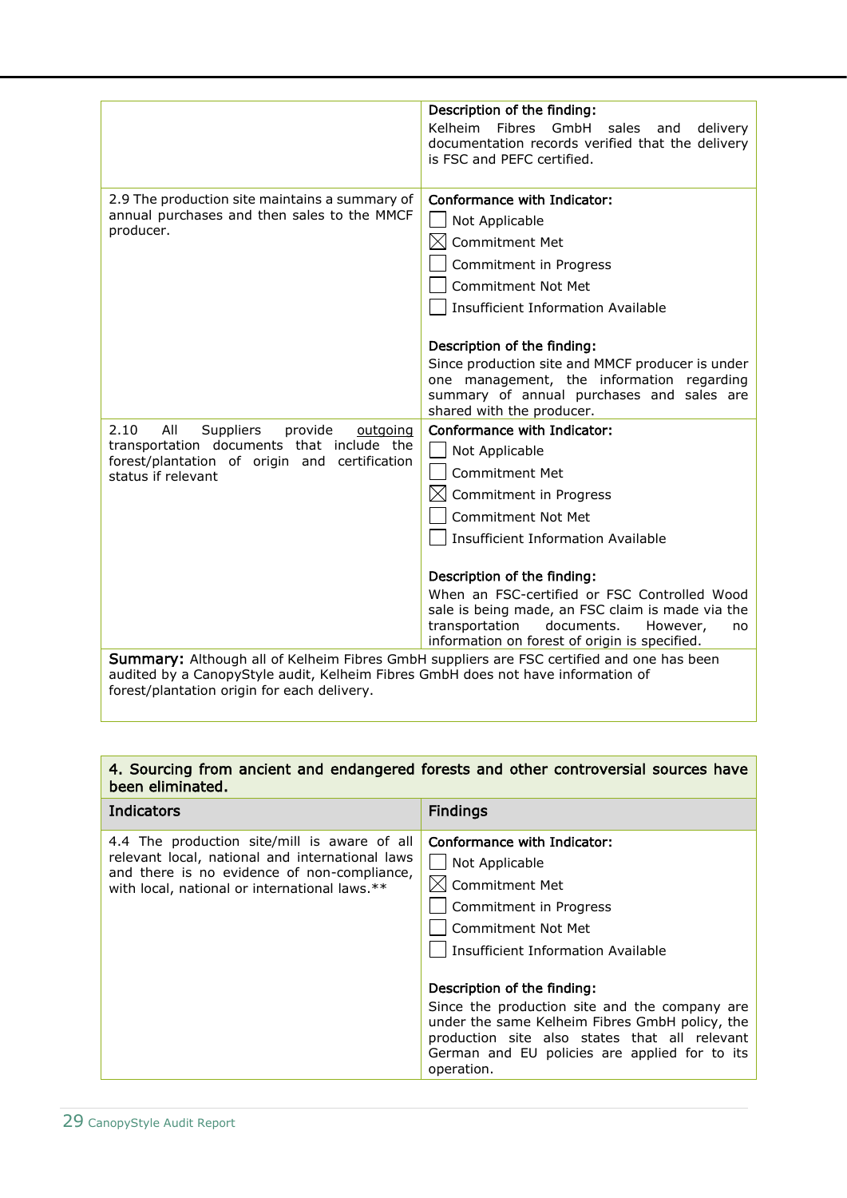| | |
|---|---|
| | **Description of the finding:**<br>Kelheim Fibres GmbH sales and delivery documentation records verified that the delivery is FSC and PEFC certified. |
| 2.9 The production site maintains a summary of annual purchases and then sales to the MMCF producer. | **Conformance with Indicator:**<br>☐ Not Applicable<br>☒ Commitment Met<br>☐ Commitment in Progress<br>☐ Commitment Not Met<br>☐ Insufficient Information Available<br><br>**Description of the finding:**<br>Since production site and MMCF producer is under one management, the information regarding summary of annual purchases and sales are shared with the producer. |
| 2.10 All Suppliers provide outgoing transportation documents that include the forest/plantation of origin and certification status if relevant | **Conformance with Indicator:**<br>☐ Not Applicable<br>☐ Commitment Met<br>☒ Commitment in Progress<br>☐ Commitment Not Met<br>☐ Insufficient Information Available<br><br>**Description of the finding:**<br>When an FSC-certified or FSC Controlled Wood sale is being made, an FSC claim is made via the transportation documents. However, no information on forest of origin is specified. |
| **Summary:** Although all of Kelheim Fibres GmbH suppliers are FSC certified and one has been audited by a CanopyStyle audit, Kelheim Fibres GmbH does not have information of forest/plantation origin for each delivery. | |

| **4. Sourcing from ancient and endangered forests and other controversial sources have been eliminated.** | |
|---|---|
| **Indicators** | **Findings** |
| 4.4 The production site/mill is aware of all relevant local, national and international laws and there is no evidence of non-compliance, with local, national or international laws.** | **Conformance with Indicator:**<br>☐ Not Applicable<br>☒ Commitment Met<br>☐ Commitment in Progress<br>☐ Commitment Not Met<br>☐ Insufficient Information Available<br><br>**Description of the finding:**<br>Since the production site and the company are under the same Kelheim Fibres GmbH policy, the production site also states that all relevant German and EU policies are applied for to its operation. |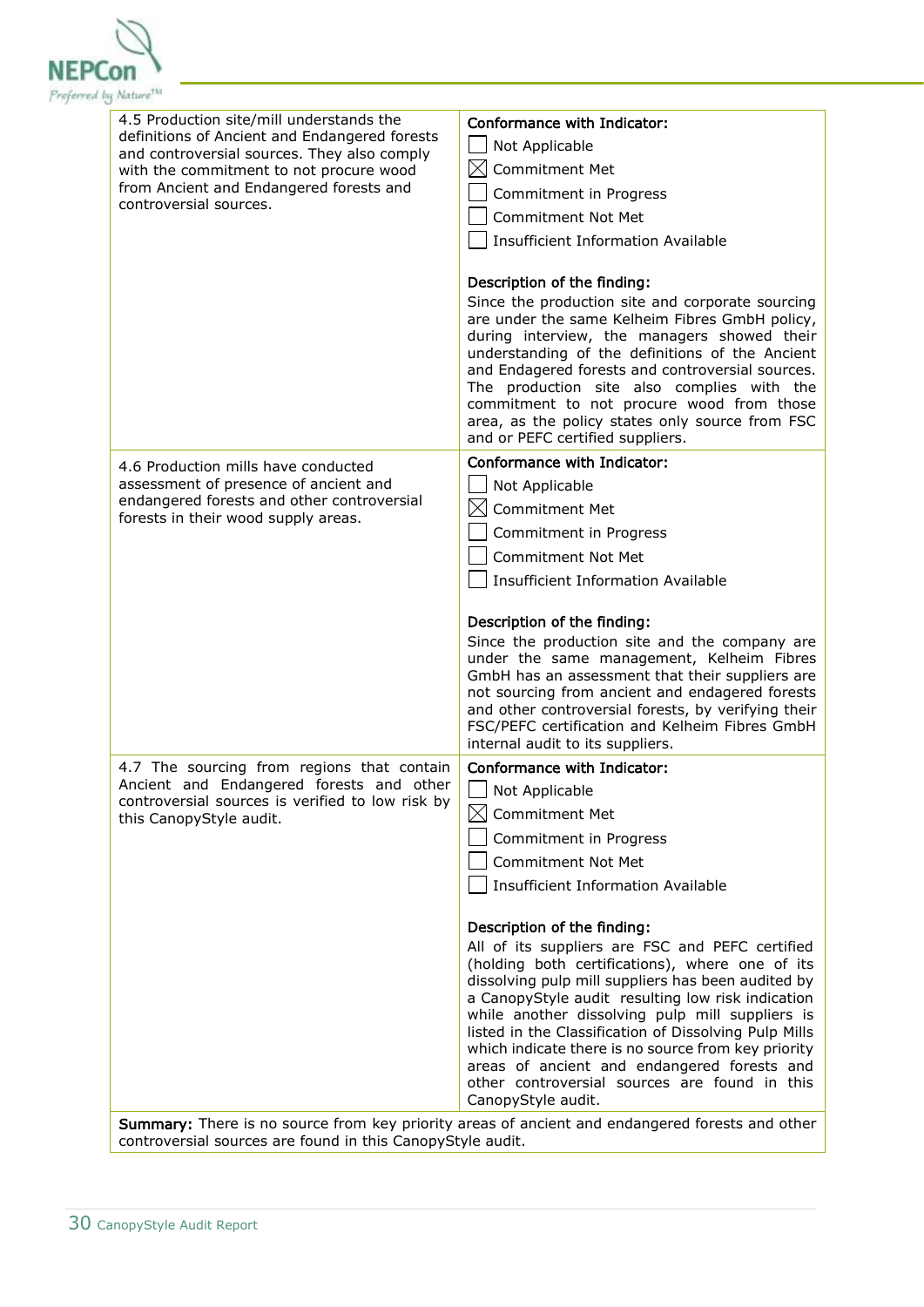| | |
|---|---|
| 4.5 Production site/mill understands the definitions of Ancient and Endangered forests and controversial sources. They also comply with the commitment to not procure wood from Ancient and Endangered forests and controversial sources. | **Conformance with Indicator:**<br>☐ Not Applicable<br>☒ Commitment Met<br>☐ Commitment in Progress<br>☐ Commitment Not Met<br>☐ Insufficient Information Available<br><br>**Description of the finding:**<br>Since the production site and corporate sourcing are under the same Kelheim Fibres GmbH policy, during interview, the managers showed their understanding of the definitions of the Ancient and Endagered forests and controversial sources. The production site also complies with the commitment to not procure wood from those area, as the policy states only source from FSC and or PEFC certified suppliers. |
| 4.6 Production mills have conducted assessment of presence of ancient and endangered forests and other controversial forests in their wood supply areas. | **Conformance with Indicator:**<br>☐ Not Applicable<br>☒ Commitment Met<br>☐ Commitment in Progress<br>☐ Commitment Not Met<br>☐ Insufficient Information Available<br><br>**Description of the finding:**<br>Since the production site and the company are under the same management, Kelheim Fibres GmbH has an assessment that their suppliers are not sourcing from ancient and endagered forests and other controversial forests, by verifying their FSC/PEFC certification and Kelheim Fibres GmbH internal audit to its suppliers. |
| 4.7 The sourcing from regions that contain Ancient and Endangered forests and other controversial sources is verified to low risk by this CanopyStyle audit. | **Conformance with Indicator:**<br>☐ Not Applicable<br>☒ Commitment Met<br>☐ Commitment in Progress<br>☐ Commitment Not Met<br>☐ Insufficient Information Available<br><br>**Description of the finding:**<br>All of its suppliers are FSC and PEFC certified (holding both certifications), where one of its dissolving pulp mill suppliers has been audited by a CanopyStyle audit resulting low risk indication while another dissolving pulp mill suppliers is listed in the Classification of Dissolving Pulp Mills which indicate there is no source from key priority areas of ancient and endangered forests and other controversial sources are found in this CanopyStyle audit. |
| **Summary:** There is no source from key priority areas of ancient and endangered forests and other controversial sources are found in this CanopyStyle audit. | |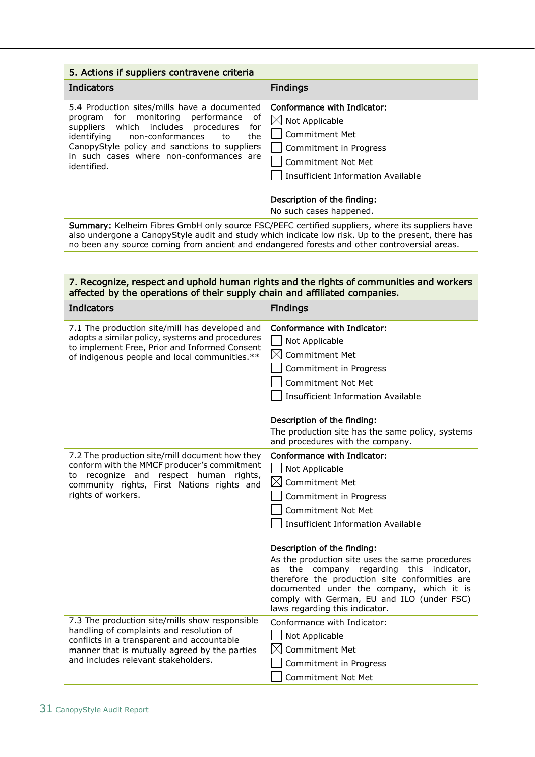| 5. Actions if suppliers contravene criteria | |
|---|---|
| **Indicators** | **Findings** |
| 5.4 Production sites/mills have a documented program for monitoring performance of suppliers which includes procedures for identifying non-conformances to the CanopyStyle policy and sanctions to suppliers in such cases where non-conformances are identified. | Conformance with Indicator:<br>☒ Not Applicable<br>☐ Commitment Met<br>☐ Commitment in Progress<br>☐ Commitment Not Met<br>☐ Insufficient Information Available<br><br>Description of the finding:<br>No such cases happened. |
| **Summary:** Kelheim Fibres GmbH only source FSC/PEFC certified suppliers, where its suppliers have also undergone a CanopyStyle audit and study which indicate low risk. Up to the present, there has no been any source coming from ancient and endangered forests and other controversial areas. | |

| 7. Recognize, respect and uphold human rights and the rights of communities and workers affected by the operations of their supply chain and affiliated companies. | |
|---|---|
| **Indicators** | **Findings** |
| 7.1 The production site/mill has developed and adopts a similar policy, systems and procedures to implement Free, Prior and Informed Consent of indigenous people and local communities.** | Conformance with Indicator:<br>☐ Not Applicable<br>☒ Commitment Met<br>☐ Commitment in Progress<br>☐ Commitment Not Met<br>☐ Insufficient Information Available<br><br>Description of the finding:<br>The production site has the same policy, systems and procedures with the company. |
| 7.2 The production site/mill document how they conform with the MMCF producer's commitment to recognize and respect human rights, community rights, First Nations rights and rights of workers. | Conformance with Indicator:<br>☐ Not Applicable<br>☒ Commitment Met<br>☐ Commitment in Progress<br>☐ Commitment Not Met<br>☐ Insufficient Information Available<br><br>Description of the finding:<br>As the production site uses the same procedures as the company regarding this indicator, therefore the production site conformities are documented under the company, which it is comply with German, EU and ILO (under FSC) laws regarding this indicator. |
| 7.3 The production site/mills show responsible handling of complaints and resolution of conflicts in a transparent and accountable manner that is mutually agreed by the parties and includes relevant stakeholders. | Conformance with Indicator:<br>☐ Not Applicable<br>☒ Commitment Met<br>☐ Commitment in Progress<br>☐ Commitment Not Met |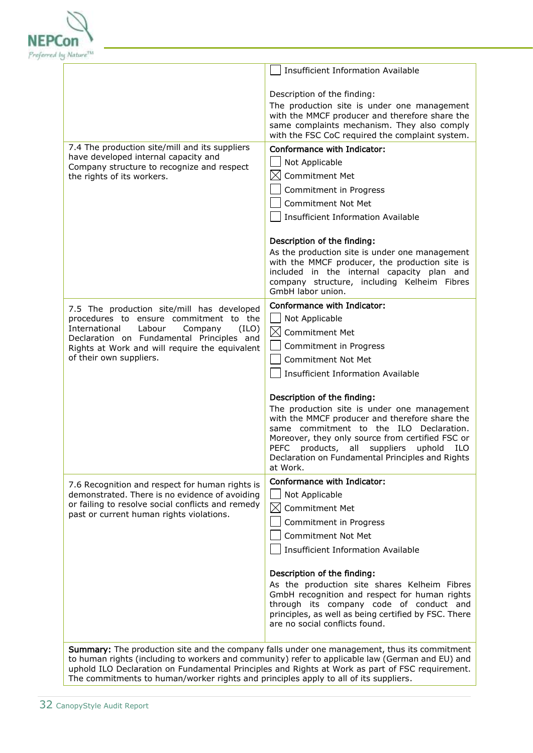| | |
|---|---|
| | ☐ Insufficient Information Available<br><br>Description of the finding:<br>The production site is under one management with the MMCF producer and therefore share the same complaints mechanism. They also comply with the FSC CoC required the complaint system. |
| 7.4 The production site/mill and its suppliers have developed internal capacity and Company structure to recognize and respect the rights of its workers. | **Conformance with Indicator:**<br>☐ Not Applicable<br>☒ Commitment Met<br>☐ Commitment in Progress<br>☐ Commitment Not Met<br>☐ Insufficient Information Available<br><br>**Description of the finding:**<br>As the production site is under one management with the MMCF producer, the production site is included in the internal capacity plan and company structure, including Kelheim Fibres GmbH labor union. |
| 7.5 The production site/mill has developed procedures to ensure commitment to the International Labour Company (ILO) Declaration on Fundamental Principles and Rights at Work and will require the equivalent of their own suppliers. | **Conformance with Indicator:**<br>☐ Not Applicable<br>☒ Commitment Met<br>☐ Commitment in Progress<br>☐ Commitment Not Met<br>☐ Insufficient Information Available<br><br>**Description of the finding:**<br>The production site is under one management with the MMCF producer and therefore share the same commitment to the ILO Declaration. Moreover, they only source from certified FSC or PEFC products, all suppliers uphold ILO Declaration on Fundamental Principles and Rights at Work. |
| 7.6 Recognition and respect for human rights is demonstrated. There is no evidence of avoiding or failing to resolve social conflicts and remedy past or current human rights violations. | **Conformance with Indicator:**<br>☐ Not Applicable<br>☒ Commitment Met<br>☐ Commitment in Progress<br>☐ Commitment Not Met<br>☐ Insufficient Information Available<br><br>**Description of the finding:**<br>As the production site shares Kelheim Fibres GmbH recognition and respect for human rights through its company code of conduct and principles, as well as being certified by FSC. There are no social conflicts found. |
| **Summary:** The production site and the company falls under one management, thus its commitment to human rights (including to workers and community) refer to applicable law (German and EU) and uphold ILO Declaration on Fundamental Principles and Rights at Work as part of FSC requirement. The commitments to human/worker rights and principles apply to all of its suppliers. | |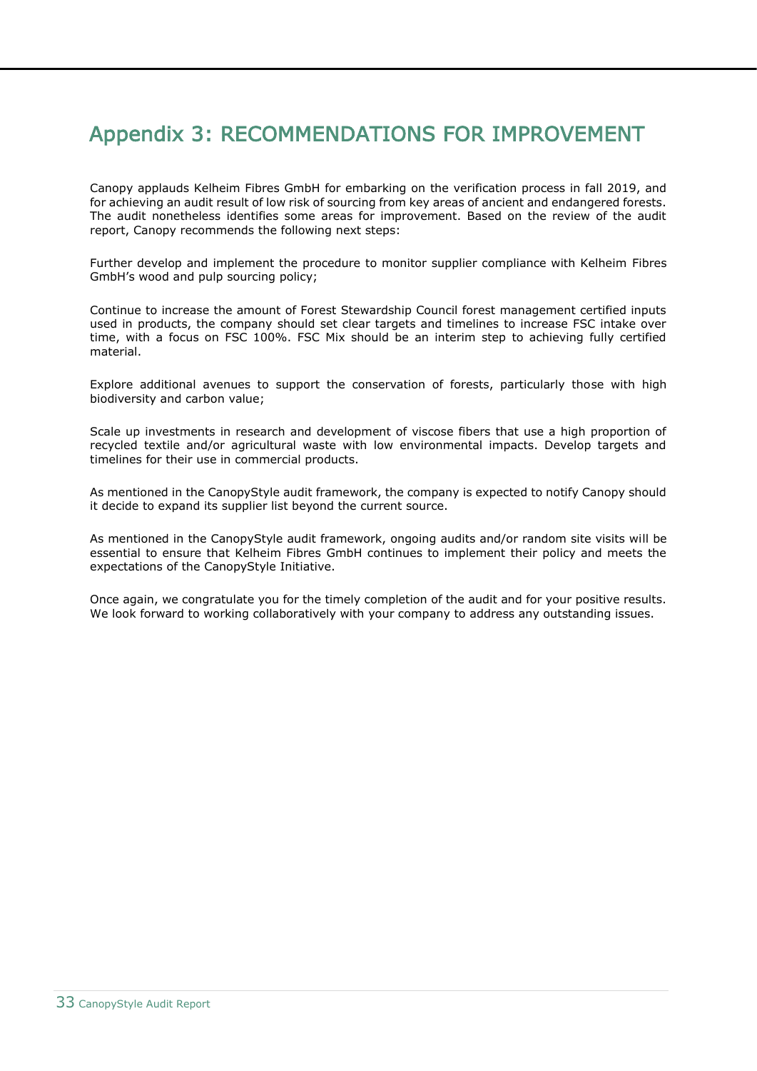# Appendix 3: RECOMMENDATIONS FOR IMPROVEMENT

Canopy applauds Kelheim Fibres GmbH for embarking on the verification process in fall 2019, and for achieving an audit result of low risk of sourcing from key areas of ancient and endangered forests. The audit nonetheless identifies some areas for improvement. Based on the review of the audit report, Canopy recommends the following next steps:

Further develop and implement the procedure to monitor supplier compliance with Kelheim Fibres GmbH's wood and pulp sourcing policy;

Continue to increase the amount of Forest Stewardship Council forest management certified inputs used in products, the company should set clear targets and timelines to increase FSC intake over time, with a focus on FSC 100%. FSC Mix should be an interim step to achieving fully certified material.

Explore additional avenues to support the conservation of forests, particularly those with high biodiversity and carbon value;

Scale up investments in research and development of viscose fibers that use a high proportion of recycled textile and/or agricultural waste with low environmental impacts. Develop targets and timelines for their use in commercial products.

As mentioned in the CanopyStyle audit framework, the company is expected to notify Canopy should it decide to expand its supplier list beyond the current source.

As mentioned in the CanopyStyle audit framework, ongoing audits and/or random site visits will be essential to ensure that Kelheim Fibres GmbH continues to implement their policy and meets the expectations of the CanopyStyle Initiative.

Once again, we congratulate you for the timely completion of the audit and for your positive results. We look forward to working collaboratively with your company to address any outstanding issues.